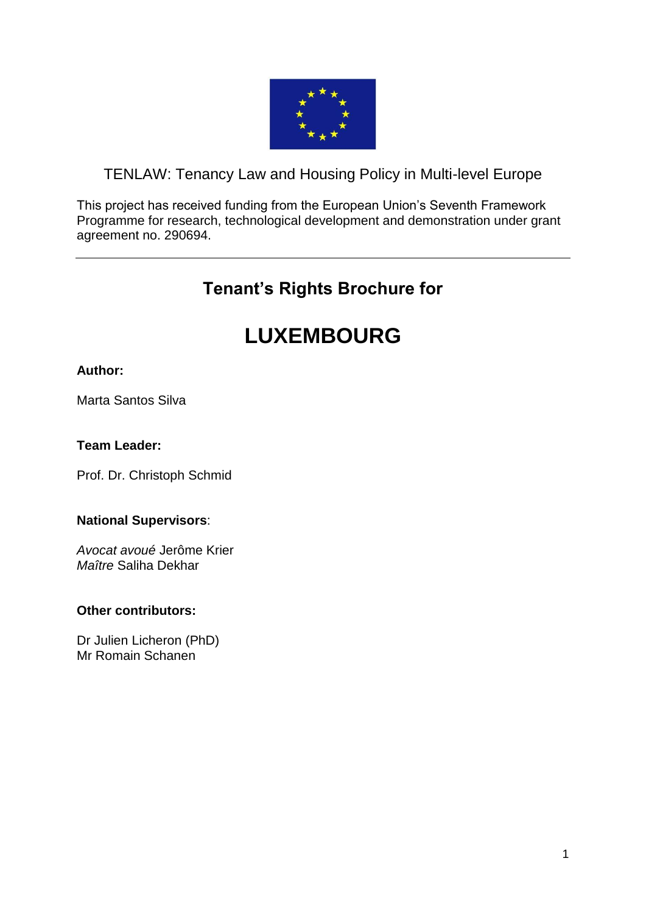TENLAW: Tenancy Law and Housing Policy in Multi-level Europe

This project has received funding from the European Union's Seventh Framework Programme for research, technological development and demonstration under grant agreement no. 290694.

---

## Tenant's Rights Brochure for

# LUXEMBOURG

**Author:**

Marta Santos Silva

**Team Leader:**

Prof. Dr. Christoph Schmid

**National Supervisors**:

*Avocat avoué* Jerôme Krier
*Maître* Saliha Dekhar

**Other contributors:**

Dr Julien Licheron (PhD)
Mr Romain Schanen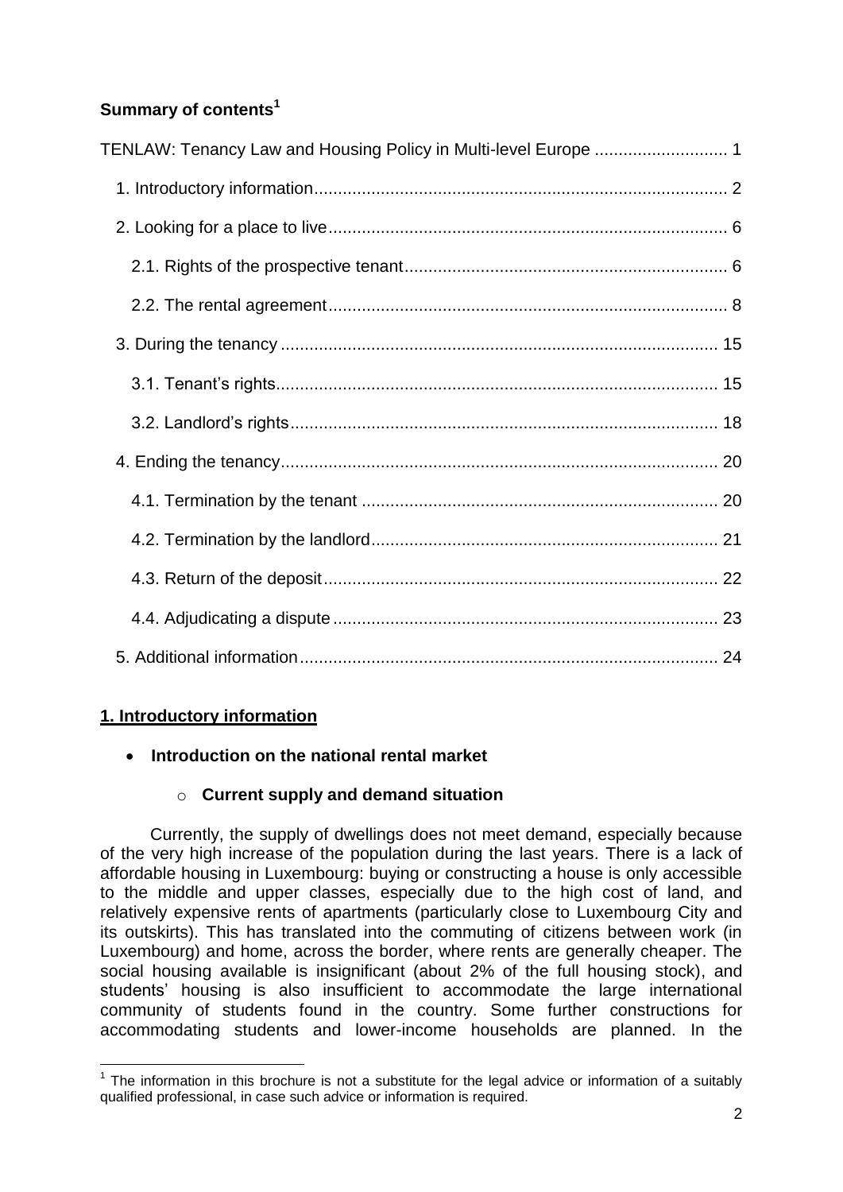## Summary of contents[1]

TENLAW: Tenancy Law and Housing Policy in Multi-level Europe ............................ 1

- 1. Introductory information ........................................................................................ 2
- 2. Looking for a place to live ..................................................................................... 6
  - 2.1. Rights of the prospective tenant ..................................................................... 6
  - 2.2. The rental agreement ..................................................................................... 8
- 3. During the tenancy ............................................................................................. 15
  - 3.1. Tenant's rights .............................................................................................. 15
  - 3.2. Landlord's rights ........................................................................................... 18
- 4. Ending the tenancy ............................................................................................. 20
  - 4.1. Termination by the tenant ............................................................................ 20
  - 4.2. Termination by the landlord .......................................................................... 21
  - 4.3. Return of the deposit .................................................................................... 22
  - 4.4. Adjudicating a dispute .................................................................................. 23
- 5. Additional information ......................................................................................... 24

## 1. Introductory information

- **Introduction on the national rental market**
  - **Current supply and demand situation**

Currently, the supply of dwellings does not meet demand, especially because of the very high increase of the population during the last years. There is a lack of affordable housing in Luxembourg: buying or constructing a house is only accessible to the middle and upper classes, especially due to the high cost of land, and relatively expensive rents of apartments (particularly close to Luxembourg City and its outskirts). This has translated into the commuting of citizens between work (in Luxembourg) and home, across the border, where rents are generally cheaper. The social housing available is insignificant (about 2% of the full housing stock), and students' housing is also insufficient to accommodate the large international community of students found in the country. Some further constructions for accommodating students and lower-income households are planned. In the

[1] The information in this brochure is not a substitute for the legal advice or information of a suitably qualified professional, in case such advice or information is required.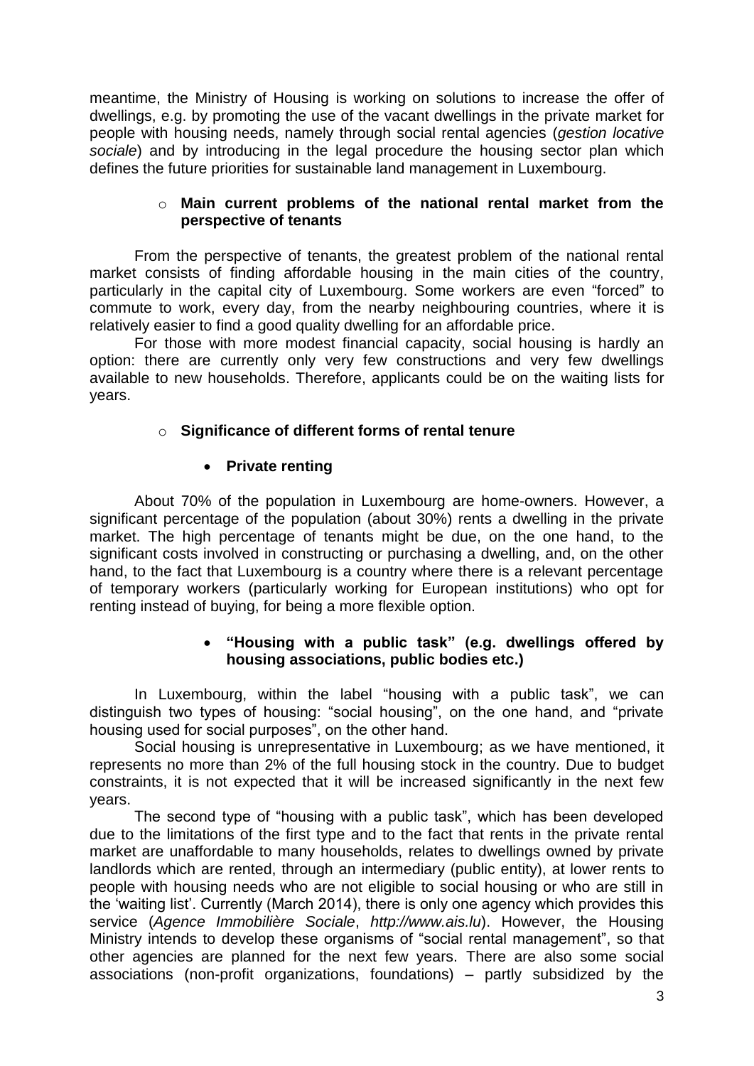meantime, the Ministry of Housing is working on solutions to increase the offer of dwellings, e.g. by promoting the use of the vacant dwellings in the private market for people with housing needs, namely through social rental agencies (*gestion locative sociale*) and by introducing in the legal procedure the housing sector plan which defines the future priorities for sustainable land management in Luxembourg.

- **Main current problems of the national rental market from the perspective of tenants**

From the perspective of tenants, the greatest problem of the national rental market consists of finding affordable housing in the main cities of the country, particularly in the capital city of Luxembourg. Some workers are even "forced" to commute to work, every day, from the nearby neighbouring countries, where it is relatively easier to find a good quality dwelling for an affordable price.

For those with more modest financial capacity, social housing is hardly an option: there are currently only very few constructions and very few dwellings available to new households. Therefore, applicants could be on the waiting lists for years.

- **Significance of different forms of rental tenure**

  - **Private renting**

About 70% of the population in Luxembourg are home-owners. However, a significant percentage of the population (about 30%) rents a dwelling in the private market. The high percentage of tenants might be due, on the one hand, to the significant costs involved in constructing or purchasing a dwelling, and, on the other hand, to the fact that Luxembourg is a country where there is a relevant percentage of temporary workers (particularly working for European institutions) who opt for renting instead of buying, for being a more flexible option.

  - **"Housing with a public task" (e.g. dwellings offered by housing associations, public bodies etc.)**

In Luxembourg, within the label "housing with a public task", we can distinguish two types of housing: "social housing", on the one hand, and "private housing used for social purposes", on the other hand.

Social housing is unrepresentative in Luxembourg; as we have mentioned, it represents no more than 2% of the full housing stock in the country. Due to budget constraints, it is not expected that it will be increased significantly in the next few years.

The second type of "housing with a public task", which has been developed due to the limitations of the first type and to the fact that rents in the private rental market are unaffordable to many households, relates to dwellings owned by private landlords which are rented, through an intermediary (public entity), at lower rents to people with housing needs who are not eligible to social housing or who are still in the 'waiting list'. Currently (March 2014), there is only one agency which provides this service (*Agence Immobilière Sociale*, *http://www.ais.lu*). However, the Housing Ministry intends to develop these organisms of "social rental management", so that other agencies are planned for the next few years. There are also some social associations (non-profit organizations, foundations) – partly subsidized by the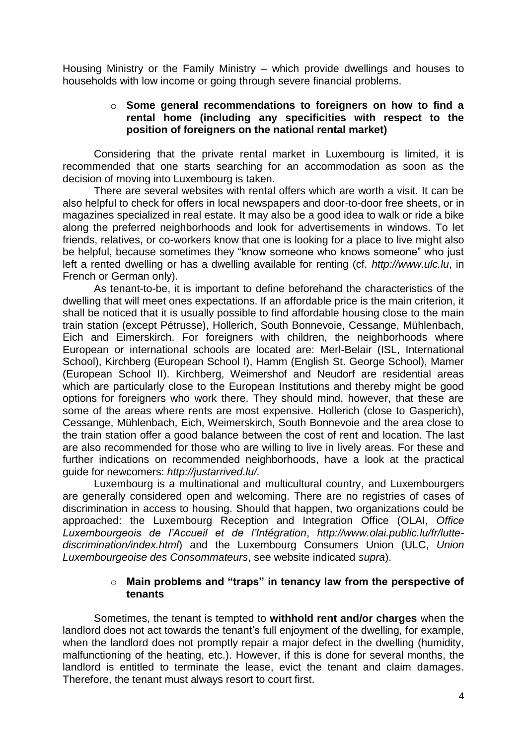Housing Ministry or the Family Ministry – which provide dwellings and houses to households with low income or going through severe financial problems.

- **Some general recommendations to foreigners on how to find a rental home (including any specificities with respect to the position of foreigners on the national rental market)**

Considering that the private rental market in Luxembourg is limited, it is recommended that one starts searching for an accommodation as soon as the decision of moving into Luxembourg is taken.

There are several websites with rental offers which are worth a visit. It can be also helpful to check for offers in local newspapers and door-to-door free sheets, or in magazines specialized in real estate. It may also be a good idea to walk or ride a bike along the preferred neighborhoods and look for advertisements in windows. To let friends, relatives, or co-workers know that one is looking for a place to live might also be helpful, because sometimes they "know someone who knows someone" who just left a rented dwelling or has a dwelling available for renting (cf. *http://www.ulc.lu*, in French or German only).

As tenant-to-be, it is important to define beforehand the characteristics of the dwelling that will meet ones expectations. If an affordable price is the main criterion, it shall be noticed that it is usually possible to find affordable housing close to the main train station (except Pétrusse), Hollerich, South Bonnevoie, Cessange, Mühlenbach, Eich and Eimerskirch. For foreigners with children, the neighborhoods where European or international schools are located are: Merl-Belair (ISL, International School), Kirchberg (European School I), Hamm (English St. George School), Mamer (European School II). Kirchberg, Weimershof and Neudorf are residential areas which are particularly close to the European Institutions and thereby might be good options for foreigners who work there. They should mind, however, that these are some of the areas where rents are most expensive. Hollerich (close to Gasperich), Cessange, Mühlenbach, Eich, Weimerskirch, South Bonnevoie and the area close to the train station offer a good balance between the cost of rent and location. The last are also recommended for those who are willing to live in lively areas. For these and further indications on recommended neighborhoods, have a look at the practical guide for newcomers: *http://justarrived.lu/.*

Luxembourg is a multinational and multicultural country, and Luxembourgers are generally considered open and welcoming. There are no registries of cases of discrimination in access to housing. Should that happen, two organizations could be approached: the Luxembourg Reception and Integration Office (OLAI, *Office Luxembourgeois de l'Accueil et de l'Intégration*, *http://www.olai.public.lu/fr/lutte-discrimination/index.html*) and the Luxembourg Consumers Union (ULC, *Union Luxembourgeoise des Consommateurs*, see website indicated *supra*).

- **Main problems and "traps" in tenancy law from the perspective of tenants**

Sometimes, the tenant is tempted to **withhold rent and/or charges** when the landlord does not act towards the tenant's full enjoyment of the dwelling, for example, when the landlord does not promptly repair a major defect in the dwelling (humidity, malfunctioning of the heating, etc.). However, if this is done for several months, the landlord is entitled to terminate the lease, evict the tenant and claim damages. Therefore, the tenant must always resort to court first.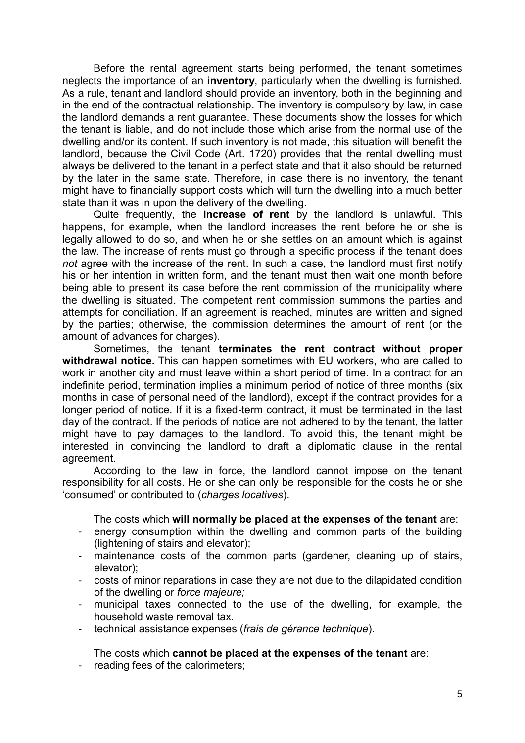Before the rental agreement starts being performed, the tenant sometimes neglects the importance of an **inventory**, particularly when the dwelling is furnished. As a rule, tenant and landlord should provide an inventory, both in the beginning and in the end of the contractual relationship. The inventory is compulsory by law, in case the landlord demands a rent guarantee. These documents show the losses for which the tenant is liable, and do not include those which arise from the normal use of the dwelling and/or its content. If such inventory is not made, this situation will benefit the landlord, because the Civil Code (Art. 1720) provides that the rental dwelling must always be delivered to the tenant in a perfect state and that it also should be returned by the later in the same state. Therefore, in case there is no inventory, the tenant might have to financially support costs which will turn the dwelling into a much better state than it was in upon the delivery of the dwelling.

Quite frequently, the **increase of rent** by the landlord is unlawful. This happens, for example, when the landlord increases the rent before he or she is legally allowed to do so, and when he or she settles on an amount which is against the law. The increase of rents must go through a specific process if the tenant does *not* agree with the increase of the rent. In such a case, the landlord must first notify his or her intention in written form, and the tenant must then wait one month before being able to present its case before the rent commission of the municipality where the dwelling is situated. The competent rent commission summons the parties and attempts for conciliation. If an agreement is reached, minutes are written and signed by the parties; otherwise, the commission determines the amount of rent (or the amount of advances for charges).

Sometimes, the tenant **terminates the rent contract without proper withdrawal notice.** This can happen sometimes with EU workers, who are called to work in another city and must leave within a short period of time. In a contract for an indefinite period, termination implies a minimum period of notice of three months (six months in case of personal need of the landlord), except if the contract provides for a longer period of notice. If it is a fixed-term contract, it must be terminated in the last day of the contract. If the periods of notice are not adhered to by the tenant, the latter might have to pay damages to the landlord. To avoid this, the tenant might be interested in convincing the landlord to draft a diplomatic clause in the rental agreement.

According to the law in force, the landlord cannot impose on the tenant responsibility for all costs. He or she can only be responsible for the costs he or she 'consumed' or contributed to (*charges locatives*).

The costs which **will normally be placed at the expenses of the tenant** are:

- energy consumption within the dwelling and common parts of the building (lightening of stairs and elevator);
- maintenance costs of the common parts (gardener, cleaning up of stairs, elevator);
- costs of minor reparations in case they are not due to the dilapidated condition of the dwelling or *force majeure;*
- municipal taxes connected to the use of the dwelling, for example, the household waste removal tax.
- technical assistance expenses (*frais de gérance technique*).

The costs which **cannot be placed at the expenses of the tenant** are:

- reading fees of the calorimeters;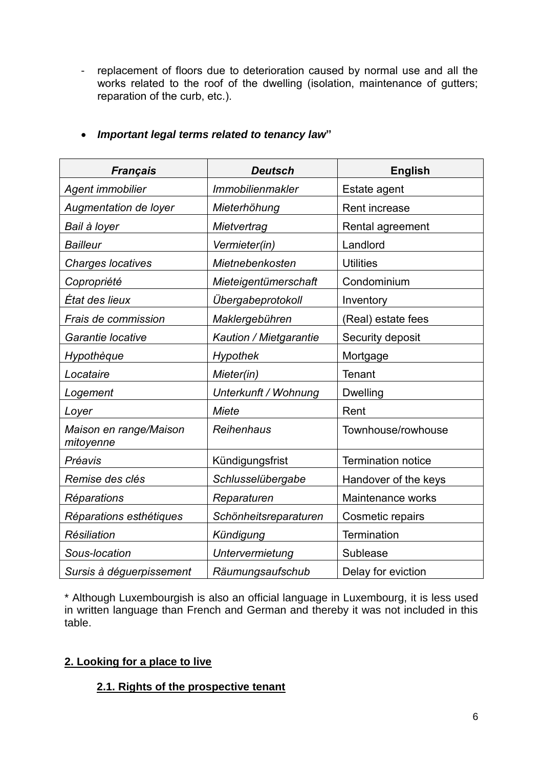- replacement of floors due to deterioration caused by normal use and all the works related to the roof of the dwelling (isolation, maintenance of gutters; reparation of the curb, etc.).

- ***Important legal terms related to tenancy law*"**

| ***Français*** | ***Deutsch*** | **English** |
|---|---|---|
| *Agent immobilier* | *Immobilienmakler* | Estate agent |
| *Augmentation de loyer* | *Mieterhöhung* | Rent increase |
| *Bail à loyer* | *Mietvertrag* | Rental agreement |
| *Bailleur* | *Vermieter(in)* | Landlord |
| *Charges locatives* | *Mietnebenkosten* | Utilities |
| *Copropriété* | *Mieteigentümerschaft* | Condominium |
| *État des lieux* | *Übergabeprotokoll* | Inventory |
| *Frais de commission* | *Maklergebühren* | (Real) estate fees |
| *Garantie locative* | *Kaution / Mietgarantie* | Security deposit |
| *Hypothèque* | *Hypothek* | Mortgage |
| *Locataire* | *Mieter(in)* | Tenant |
| *Logement* | *Unterkunft / Wohnung* | Dwelling |
| *Loyer* | *Miete* | Rent |
| *Maison en range/Maison mitoyenne* | *Reihenhaus* | Townhouse/rowhouse |
| *Préavis* | Kündigungsfrist | Termination notice |
| *Remise des clés* | *Schlusselübergabe* | Handover of the keys |
| *Réparations* | *Reparaturen* | Maintenance works |
| *Réparations esthétiques* | *Schönheitsreparaturen* | Cosmetic repairs |
| *Résiliation* | *Kündigung* | Termination |
| *Sous-location* | *Untervermietung* | Sublease |
| *Sursis à déguerpissement* | *Räumungsaufschub* | Delay for eviction |

* Although Luxembourgish is also an official language in Luxembourg, it is less used in written language than French and German and thereby it was not included in this table.

## 2. Looking for a place to live

### 2.1. Rights of the prospective tenant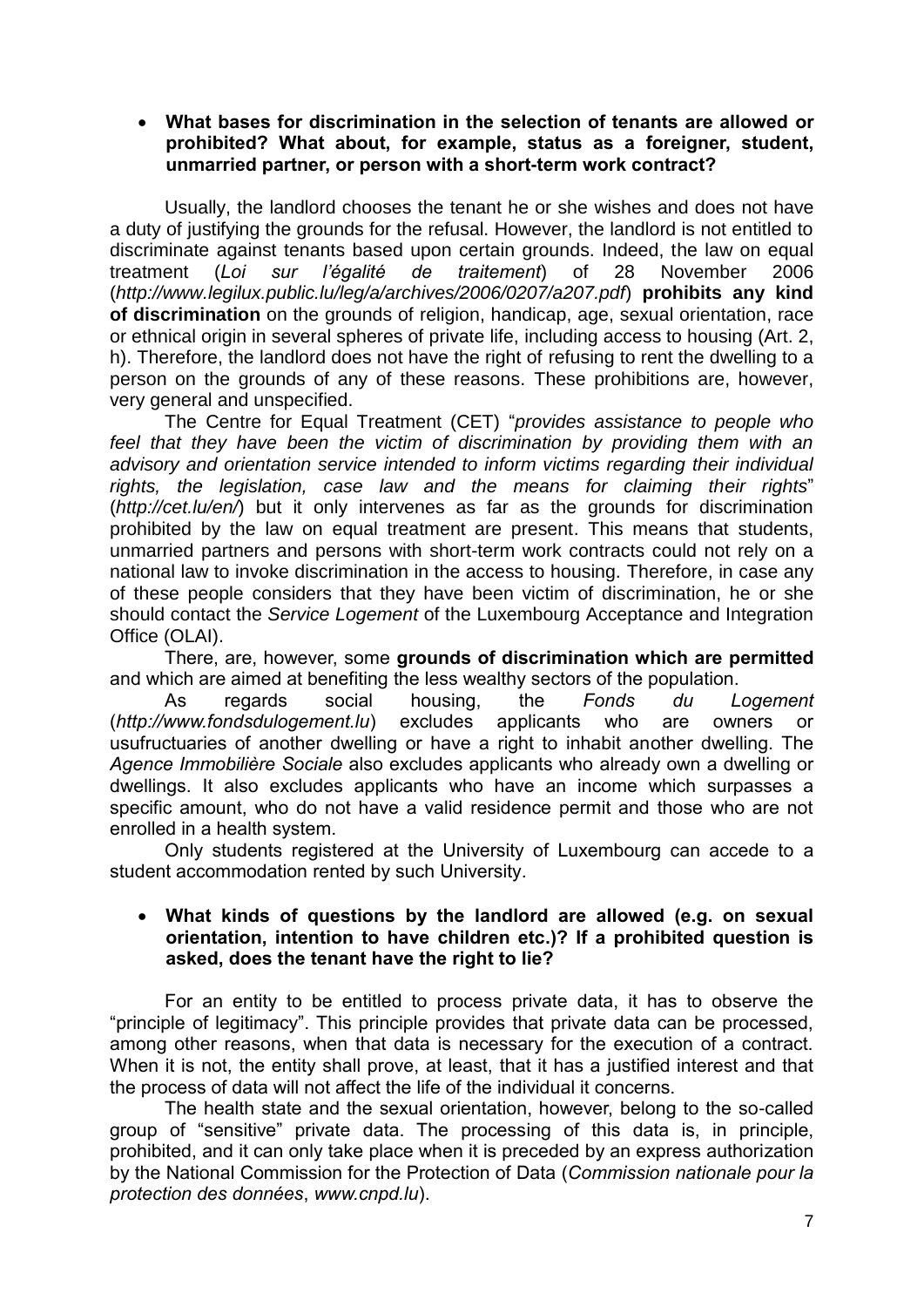- **What bases for discrimination in the selection of tenants are allowed or prohibited? What about, for example, status as a foreigner, student, unmarried partner, or person with a short-term work contract?**

Usually, the landlord chooses the tenant he or she wishes and does not have a duty of justifying the grounds for the refusal. However, the landlord is not entitled to discriminate against tenants based upon certain grounds. Indeed, the law on equal treatment (*Loi sur l'égalité de traitement*) of 28 November 2006 (*http://www.legilux.public.lu/leg/a/archives/2006/0207/a207.pdf*) **prohibits any kind of discrimination** on the grounds of religion, handicap, age, sexual orientation, race or ethnical origin in several spheres of private life, including access to housing (Art. 2, h). Therefore, the landlord does not have the right of refusing to rent the dwelling to a person on the grounds of any of these reasons. These prohibitions are, however, very general and unspecified.

The Centre for Equal Treatment (CET) "*provides assistance to people who feel that they have been the victim of discrimination by providing them with an advisory and orientation service intended to inform victims regarding their individual rights, the legislation, case law and the means for claiming their rights*" (*http://cet.lu/en/*) but it only intervenes as far as the grounds for discrimination prohibited by the law on equal treatment are present. This means that students, unmarried partners and persons with short-term work contracts could not rely on a national law to invoke discrimination in the access to housing. Therefore, in case any of these people considers that they have been victim of discrimination, he or she should contact the *Service Logement* of the Luxembourg Acceptance and Integration Office (OLAI).

There, are, however, some **grounds of discrimination which are permitted** and which are aimed at benefiting the less wealthy sectors of the population.

As regards social housing, the *Fonds du Logement* (*http://www.fondsdulogement.lu*) excludes applicants who are owners or usufructuaries of another dwelling or have a right to inhabit another dwelling. The *Agence Immobilière Sociale* also excludes applicants who already own a dwelling or dwellings. It also excludes applicants who have an income which surpasses a specific amount, who do not have a valid residence permit and those who are not enrolled in a health system.

Only students registered at the University of Luxembourg can accede to a student accommodation rented by such University.

- **What kinds of questions by the landlord are allowed (e.g. on sexual orientation, intention to have children etc.)? If a prohibited question is asked, does the tenant have the right to lie?**

For an entity to be entitled to process private data, it has to observe the "principle of legitimacy". This principle provides that private data can be processed, among other reasons, when that data is necessary for the execution of a contract. When it is not, the entity shall prove, at least, that it has a justified interest and that the process of data will not affect the life of the individual it concerns.

The health state and the sexual orientation, however, belong to the so-called group of "sensitive" private data. The processing of this data is, in principle, prohibited, and it can only take place when it is preceded by an express authorization by the National Commission for the Protection of Data (*Commission nationale pour la protection des données*, *www.cnpd.lu*).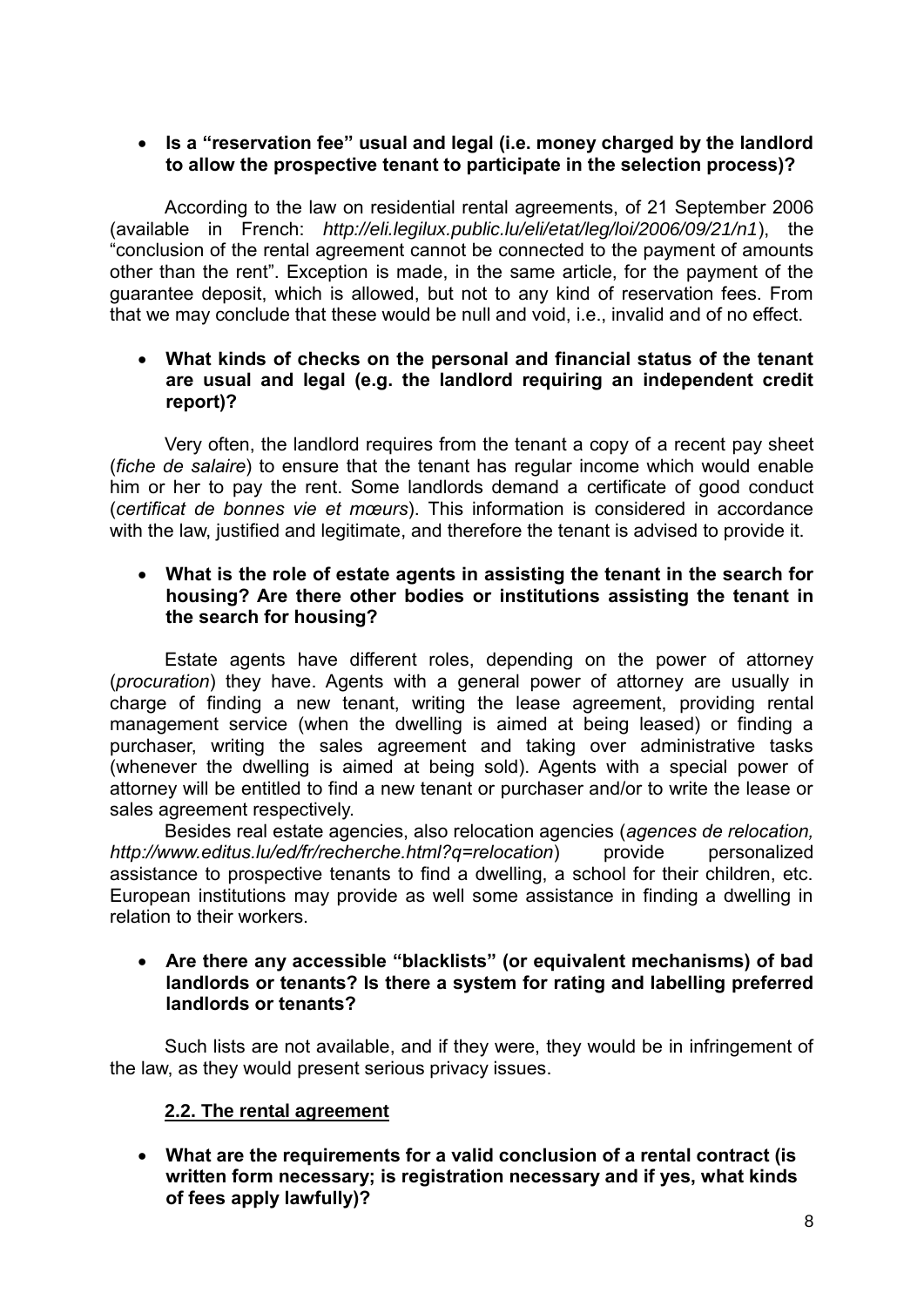- **Is a "reservation fee" usual and legal (i.e. money charged by the landlord to allow the prospective tenant to participate in the selection process)?**

According to the law on residential rental agreements, of 21 September 2006 (available in French: *http://eli.legilux.public.lu/eli/etat/leg/loi/2006/09/21/n1*), the "conclusion of the rental agreement cannot be connected to the payment of amounts other than the rent". Exception is made, in the same article, for the payment of the guarantee deposit, which is allowed, but not to any kind of reservation fees. From that we may conclude that these would be null and void, i.e., invalid and of no effect.

- **What kinds of checks on the personal and financial status of the tenant are usual and legal (e.g. the landlord requiring an independent credit report)?**

Very often, the landlord requires from the tenant a copy of a recent pay sheet (*fiche de salaire*) to ensure that the tenant has regular income which would enable him or her to pay the rent. Some landlords demand a certificate of good conduct (*certificat de bonnes vie et mœurs*). This information is considered in accordance with the law, justified and legitimate, and therefore the tenant is advised to provide it.

- **What is the role of estate agents in assisting the tenant in the search for housing? Are there other bodies or institutions assisting the tenant in the search for housing?**

Estate agents have different roles, depending on the power of attorney (*procuration*) they have. Agents with a general power of attorney are usually in charge of finding a new tenant, writing the lease agreement, providing rental management service (when the dwelling is aimed at being leased) or finding a purchaser, writing the sales agreement and taking over administrative tasks (whenever the dwelling is aimed at being sold). Agents with a special power of attorney will be entitled to find a new tenant or purchaser and/or to write the lease or sales agreement respectively.

Besides real estate agencies, also relocation agencies (*agences de relocation, http://www.editus.lu/ed/fr/recherche.html?q=relocation*) provide personalized assistance to prospective tenants to find a dwelling, a school for their children, etc. European institutions may provide as well some assistance in finding a dwelling in relation to their workers.

- **Are there any accessible "blacklists" (or equivalent mechanisms) of bad landlords or tenants? Is there a system for rating and labelling preferred landlords or tenants?**

Such lists are not available, and if they were, they would be in infringement of the law, as they would present serious privacy issues.

### 2.2. The rental agreement

- **What are the requirements for a valid conclusion of a rental contract (is written form necessary; is registration necessary and if yes, what kinds of fees apply lawfully)?**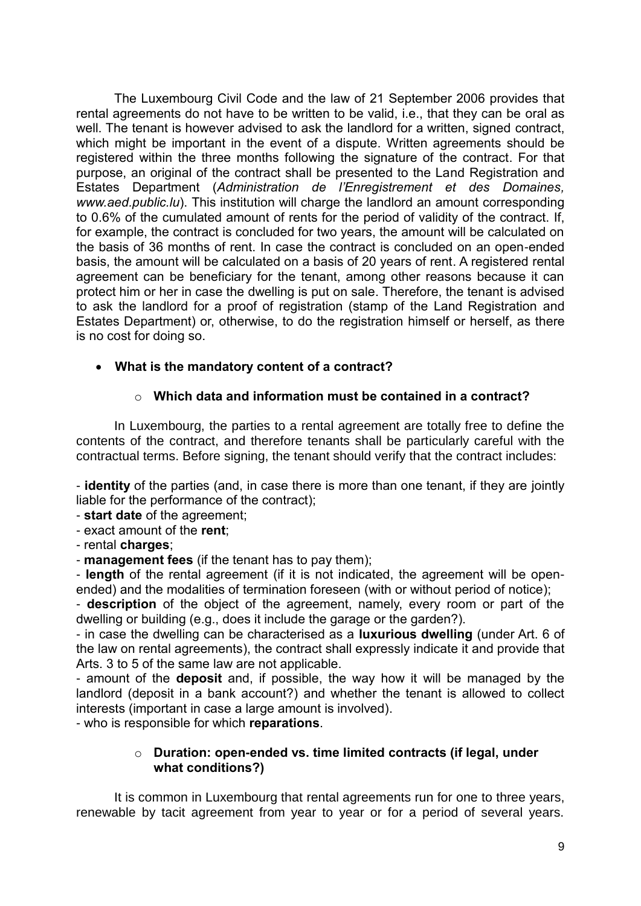The Luxembourg Civil Code and the law of 21 September 2006 provides that rental agreements do not have to be written to be valid, i.e., that they can be oral as well. The tenant is however advised to ask the landlord for a written, signed contract, which might be important in the event of a dispute. Written agreements should be registered within the three months following the signature of the contract. For that purpose, an original of the contract shall be presented to the Land Registration and Estates Department (*Administration de l'Enregistrement et des Domaines, www.aed.public.lu*). This institution will charge the landlord an amount corresponding to 0.6% of the cumulated amount of rents for the period of validity of the contract. If, for example, the contract is concluded for two years, the amount will be calculated on the basis of 36 months of rent. In case the contract is concluded on an open-ended basis, the amount will be calculated on a basis of 20 years of rent. A registered rental agreement can be beneficiary for the tenant, among other reasons because it can protect him or her in case the dwelling is put on sale. Therefore, the tenant is advised to ask the landlord for a proof of registration (stamp of the Land Registration and Estates Department) or, otherwise, to do the registration himself or herself, as there is no cost for doing so.

- **What is the mandatory content of a contract?**
  - **Which data and information must be contained in a contract?**

In Luxembourg, the parties to a rental agreement are totally free to define the contents of the contract, and therefore tenants shall be particularly careful with the contractual terms. Before signing, the tenant should verify that the contract includes:

- **identity** of the parties (and, in case there is more than one tenant, if they are jointly liable for the performance of the contract);
- **start date** of the agreement;
- exact amount of the **rent**;
- rental **charges**;
- **management fees** (if the tenant has to pay them);
- **length** of the rental agreement (if it is not indicated, the agreement will be open-ended) and the modalities of termination foreseen (with or without period of notice);
- **description** of the object of the agreement, namely, every room or part of the dwelling or building (e.g., does it include the garage or the garden?).
- in case the dwelling can be characterised as a **luxurious dwelling** (under Art. 6 of the law on rental agreements), the contract shall expressly indicate it and provide that Arts. 3 to 5 of the same law are not applicable.
- amount of the **deposit** and, if possible, the way how it will be managed by the landlord (deposit in a bank account?) and whether the tenant is allowed to collect interests (important in case a large amount is involved).
- who is responsible for which **reparations**.

  - **Duration: open-ended vs. time limited contracts (if legal, under what conditions?)**

It is common in Luxembourg that rental agreements run for one to three years, renewable by tacit agreement from year to year or for a period of several years.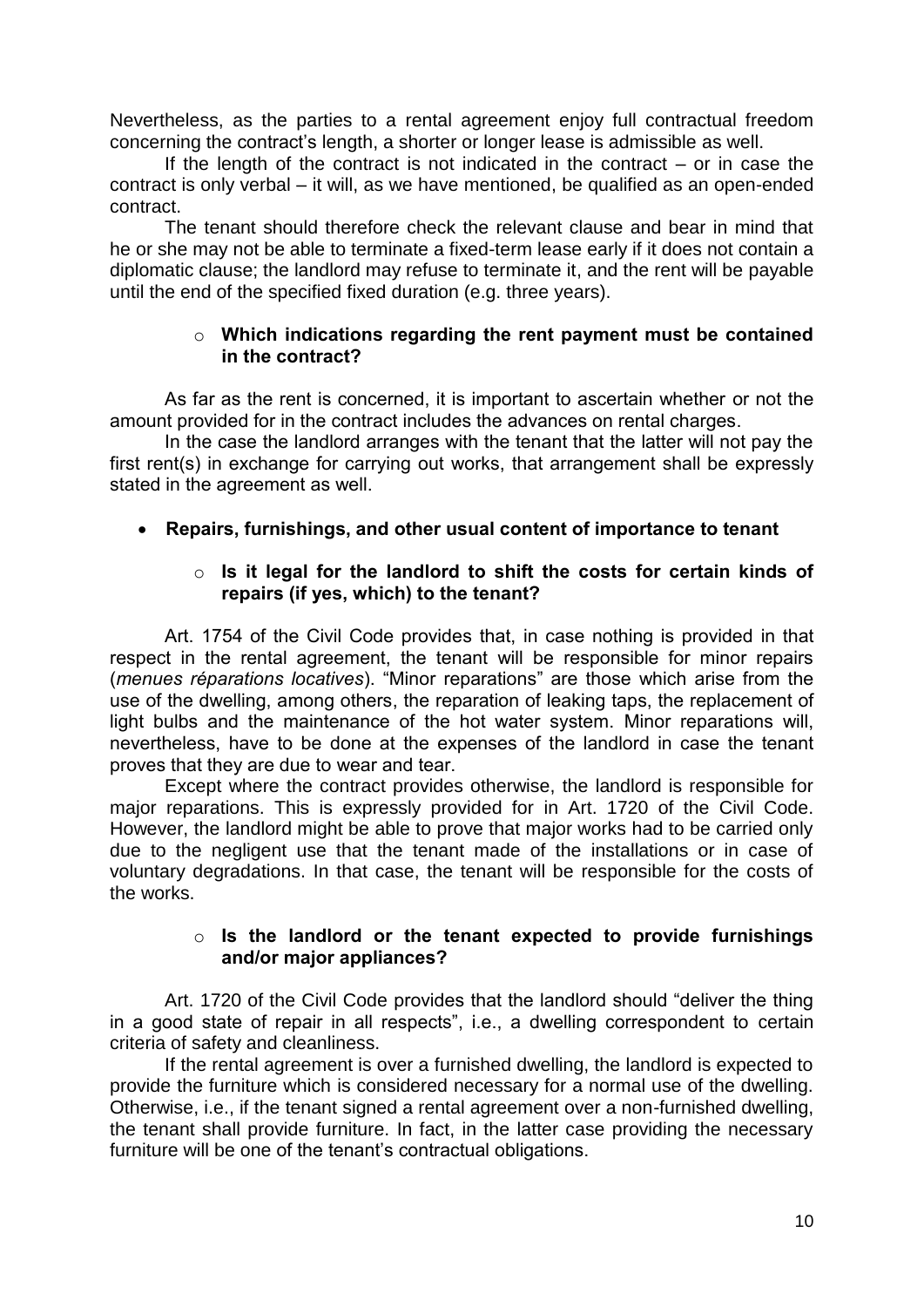Nevertheless, as the parties to a rental agreement enjoy full contractual freedom concerning the contract's length, a shorter or longer lease is admissible as well.

If the length of the contract is not indicated in the contract – or in case the contract is only verbal – it will, as we have mentioned, be qualified as an open-ended contract.

The tenant should therefore check the relevant clause and bear in mind that he or she may not be able to terminate a fixed-term lease early if it does not contain a diplomatic clause; the landlord may refuse to terminate it, and the rent will be payable until the end of the specified fixed duration (e.g. three years).

- **Which indications regarding the rent payment must be contained in the contract?**

As far as the rent is concerned, it is important to ascertain whether or not the amount provided for in the contract includes the advances on rental charges.

In the case the landlord arranges with the tenant that the latter will not pay the first rent(s) in exchange for carrying out works, that arrangement shall be expressly stated in the agreement as well.

- **Repairs, furnishings, and other usual content of importance to tenant**

  - **Is it legal for the landlord to shift the costs for certain kinds of repairs (if yes, which) to the tenant?**

Art. 1754 of the Civil Code provides that, in case nothing is provided in that respect in the rental agreement, the tenant will be responsible for minor repairs (*menues réparations locatives*). "Minor reparations" are those which arise from the use of the dwelling, among others, the reparation of leaking taps, the replacement of light bulbs and the maintenance of the hot water system. Minor reparations will, nevertheless, have to be done at the expenses of the landlord in case the tenant proves that they are due to wear and tear.

Except where the contract provides otherwise, the landlord is responsible for major reparations. This is expressly provided for in Art. 1720 of the Civil Code. However, the landlord might be able to prove that major works had to be carried only due to the negligent use that the tenant made of the installations or in case of voluntary degradations. In that case, the tenant will be responsible for the costs of the works.

  - **Is the landlord or the tenant expected to provide furnishings and/or major appliances?**

Art. 1720 of the Civil Code provides that the landlord should "deliver the thing in a good state of repair in all respects", i.e., a dwelling correspondent to certain criteria of safety and cleanliness.

If the rental agreement is over a furnished dwelling, the landlord is expected to provide the furniture which is considered necessary for a normal use of the dwelling. Otherwise, i.e., if the tenant signed a rental agreement over a non-furnished dwelling, the tenant shall provide furniture. In fact, in the latter case providing the necessary furniture will be one of the tenant's contractual obligations.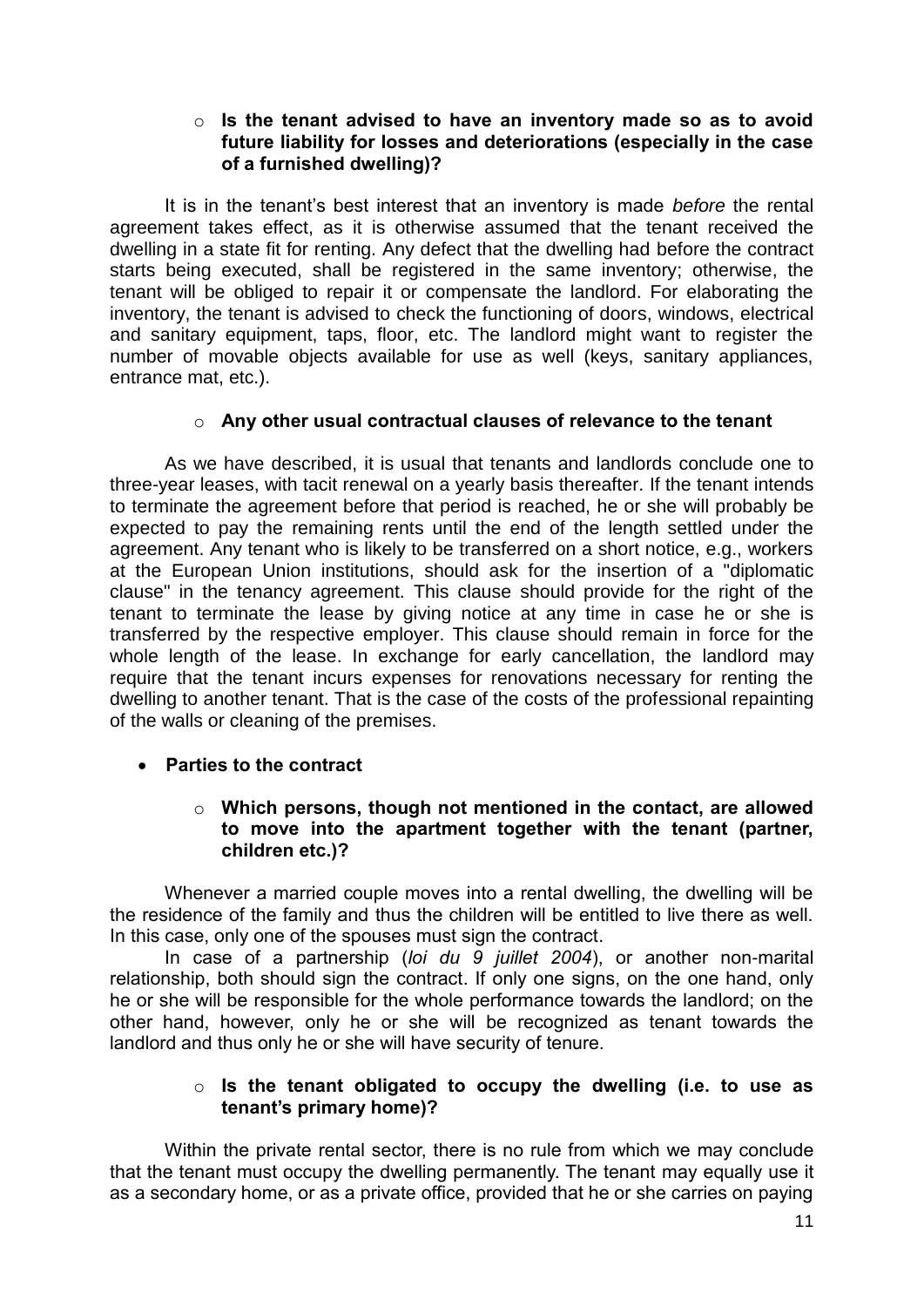- **Is the tenant advised to have an inventory made so as to avoid future liability for losses and deteriorations (especially in the case of a furnished dwelling)?**

It is in the tenant's best interest that an inventory is made *before* the rental agreement takes effect, as it is otherwise assumed that the tenant received the dwelling in a state fit for renting. Any defect that the dwelling had before the contract starts being executed, shall be registered in the same inventory; otherwise, the tenant will be obliged to repair it or compensate the landlord. For elaborating the inventory, the tenant is advised to check the functioning of doors, windows, electrical and sanitary equipment, taps, floor, etc. The landlord might want to register the number of movable objects available for use as well (keys, sanitary appliances, entrance mat, etc.).

- **Any other usual contractual clauses of relevance to the tenant**

As we have described, it is usual that tenants and landlords conclude one to three-year leases, with tacit renewal on a yearly basis thereafter. If the tenant intends to terminate the agreement before that period is reached, he or she will probably be expected to pay the remaining rents until the end of the length settled under the agreement. Any tenant who is likely to be transferred on a short notice, e.g., workers at the European Union institutions, should ask for the insertion of a "diplomatic clause" in the tenancy agreement. This clause should provide for the right of the tenant to terminate the lease by giving notice at any time in case he or she is transferred by the respective employer. This clause should remain in force for the whole length of the lease. In exchange for early cancellation, the landlord may require that the tenant incurs expenses for renovations necessary for renting the dwelling to another tenant. That is the case of the costs of the professional repainting of the walls or cleaning of the premises.

- **Parties to the contract**

  - **Which persons, though not mentioned in the contact, are allowed to move into the apartment together with the tenant (partner, children etc.)?**

Whenever a married couple moves into a rental dwelling, the dwelling will be the residence of the family and thus the children will be entitled to live there as well. In this case, only one of the spouses must sign the contract.

In case of a partnership (*loi du 9 juillet 2004*), or another non-marital relationship, both should sign the contract. If only one signs, on the one hand, only he or she will be responsible for the whole performance towards the landlord; on the other hand, however, only he or she will be recognized as tenant towards the landlord and thus only he or she will have security of tenure.

  - **Is the tenant obligated to occupy the dwelling (i.e. to use as tenant's primary home)?**

Within the private rental sector, there is no rule from which we may conclude that the tenant must occupy the dwelling permanently. The tenant may equally use it as a secondary home, or as a private office, provided that he or she carries on paying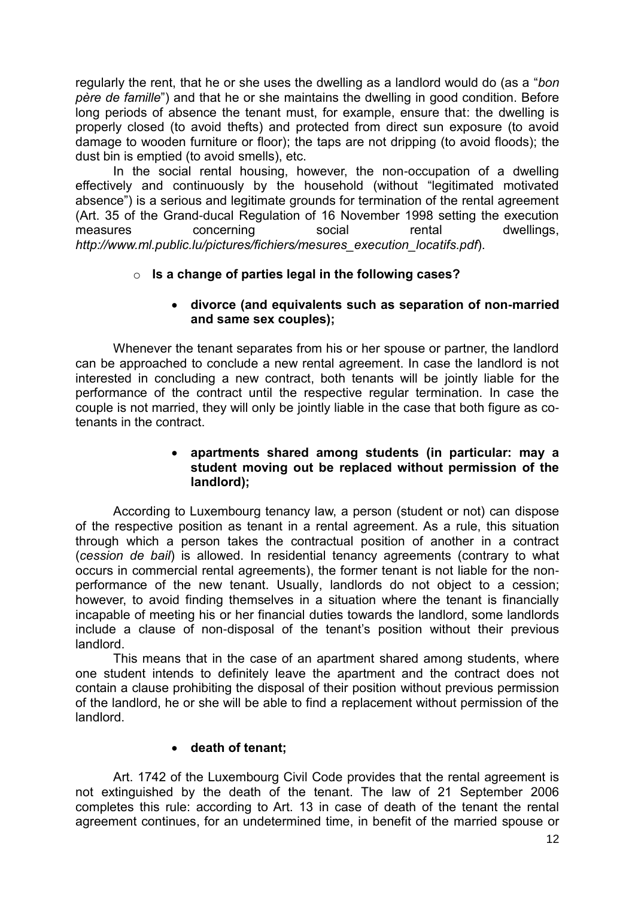regularly the rent, that he or she uses the dwelling as a landlord would do (as a "*bon père de famille*") and that he or she maintains the dwelling in good condition. Before long periods of absence the tenant must, for example, ensure that: the dwelling is properly closed (to avoid thefts) and protected from direct sun exposure (to avoid damage to wooden furniture or floor); the taps are not dripping (to avoid floods); the dust bin is emptied (to avoid smells), etc.

In the social rental housing, however, the non-occupation of a dwelling effectively and continuously by the household (without "legitimated motivated absence") is a serious and legitimate grounds for termination of the rental agreement (Art. 35 of the Grand-ducal Regulation of 16 November 1998 setting the execution measures concerning social rental dwellings, *http://www.ml.public.lu/pictures/fichiers/mesures_execution_locatifs.pdf*).

- **Is a change of parties legal in the following cases?**
  - **divorce (and equivalents such as separation of non-married and same sex couples);**

Whenever the tenant separates from his or her spouse or partner, the landlord can be approached to conclude a new rental agreement. In case the landlord is not interested in concluding a new contract, both tenants will be jointly liable for the performance of the contract until the respective regular termination. In case the couple is not married, they will only be jointly liable in the case that both figure as co-tenants in the contract.

  - **apartments shared among students (in particular: may a student moving out be replaced without permission of the landlord);**

According to Luxembourg tenancy law, a person (student or not) can dispose of the respective position as tenant in a rental agreement. As a rule, this situation through which a person takes the contractual position of another in a contract (*cession de bail*) is allowed. In residential tenancy agreements (contrary to what occurs in commercial rental agreements), the former tenant is not liable for the non-performance of the new tenant. Usually, landlords do not object to a cession; however, to avoid finding themselves in a situation where the tenant is financially incapable of meeting his or her financial duties towards the landlord, some landlords include a clause of non-disposal of the tenant's position without their previous landlord.

This means that in the case of an apartment shared among students, where one student intends to definitely leave the apartment and the contract does not contain a clause prohibiting the disposal of their position without previous permission of the landlord, he or she will be able to find a replacement without permission of the landlord.

  - **death of tenant;**

Art. 1742 of the Luxembourg Civil Code provides that the rental agreement is not extinguished by the death of the tenant. The law of 21 September 2006 completes this rule: according to Art. 13 in case of death of the tenant the rental agreement continues, for an undetermined time, in benefit of the married spouse or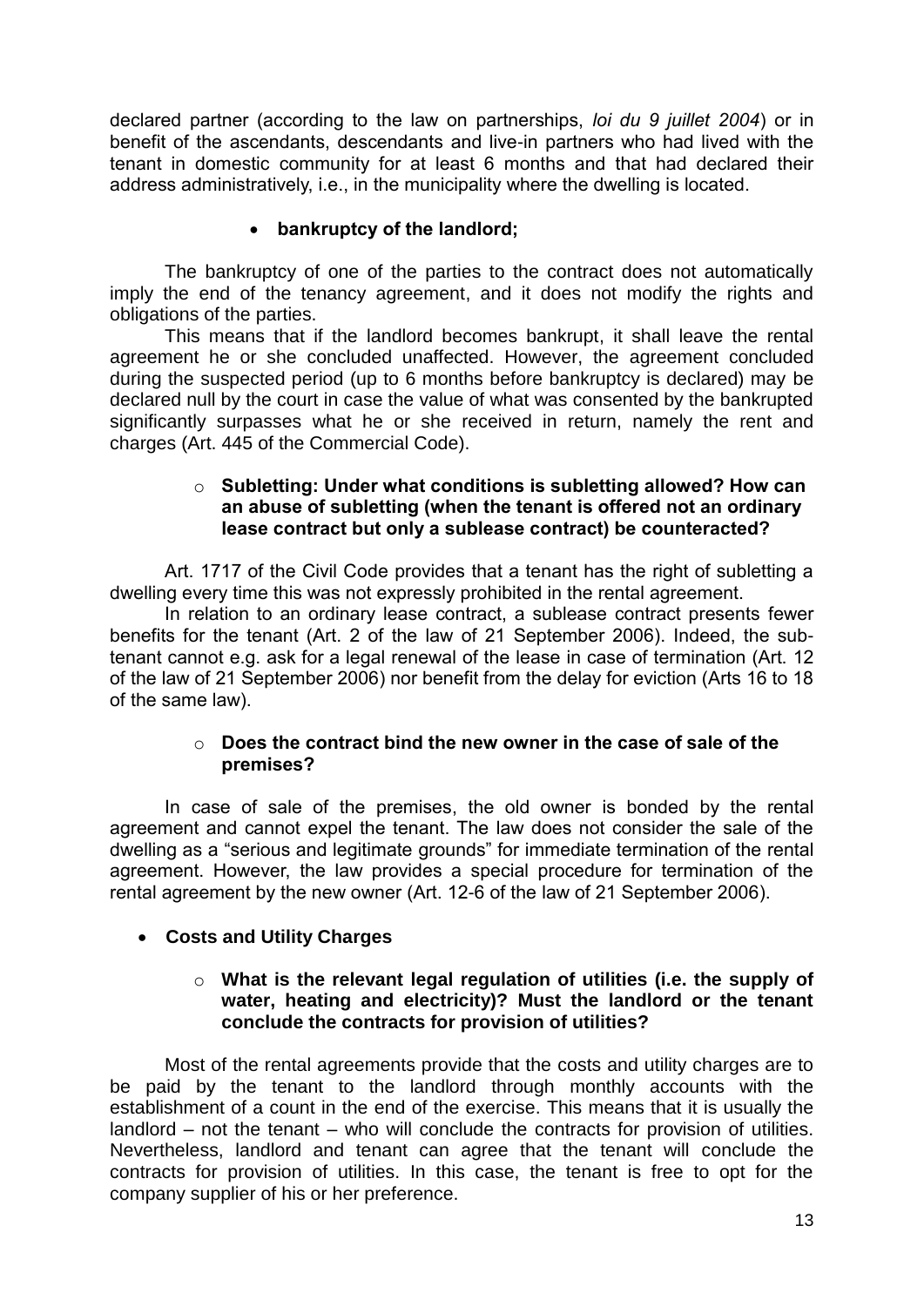declared partner (according to the law on partnerships, *loi du 9 juillet 2004*) or in benefit of the ascendants, descendants and live-in partners who had lived with the tenant in domestic community for at least 6 months and that had declared their address administratively, i.e., in the municipality where the dwelling is located.

- **bankruptcy of the landlord;**

The bankruptcy of one of the parties to the contract does not automatically imply the end of the tenancy agreement, and it does not modify the rights and obligations of the parties.

This means that if the landlord becomes bankrupt, it shall leave the rental agreement he or she concluded unaffected. However, the agreement concluded during the suspected period (up to 6 months before bankruptcy is declared) may be declared null by the court in case the value of what was consented by the bankrupted significantly surpasses what he or she received in return, namely the rent and charges (Art. 445 of the Commercial Code).

- **Subletting: Under what conditions is subletting allowed? How can an abuse of subletting (when the tenant is offered not an ordinary lease contract but only a sublease contract) be counteracted?**

Art. 1717 of the Civil Code provides that a tenant has the right of subletting a dwelling every time this was not expressly prohibited in the rental agreement.

In relation to an ordinary lease contract, a sublease contract presents fewer benefits for the tenant (Art. 2 of the law of 21 September 2006). Indeed, the sub-tenant cannot e.g. ask for a legal renewal of the lease in case of termination (Art. 12 of the law of 21 September 2006) nor benefit from the delay for eviction (Arts 16 to 18 of the same law).

- **Does the contract bind the new owner in the case of sale of the premises?**

In case of sale of the premises, the old owner is bonded by the rental agreement and cannot expel the tenant. The law does not consider the sale of the dwelling as a "serious and legitimate grounds" for immediate termination of the rental agreement. However, the law provides a special procedure for termination of the rental agreement by the new owner (Art. 12-6 of the law of 21 September 2006).

- **Costs and Utility Charges**

  - **What is the relevant legal regulation of utilities (i.e. the supply of water, heating and electricity)? Must the landlord or the tenant conclude the contracts for provision of utilities?**

Most of the rental agreements provide that the costs and utility charges are to be paid by the tenant to the landlord through monthly accounts with the establishment of a count in the end of the exercise. This means that it is usually the landlord – not the tenant – who will conclude the contracts for provision of utilities. Nevertheless, landlord and tenant can agree that the tenant will conclude the contracts for provision of utilities. In this case, the tenant is free to opt for the company supplier of his or her preference.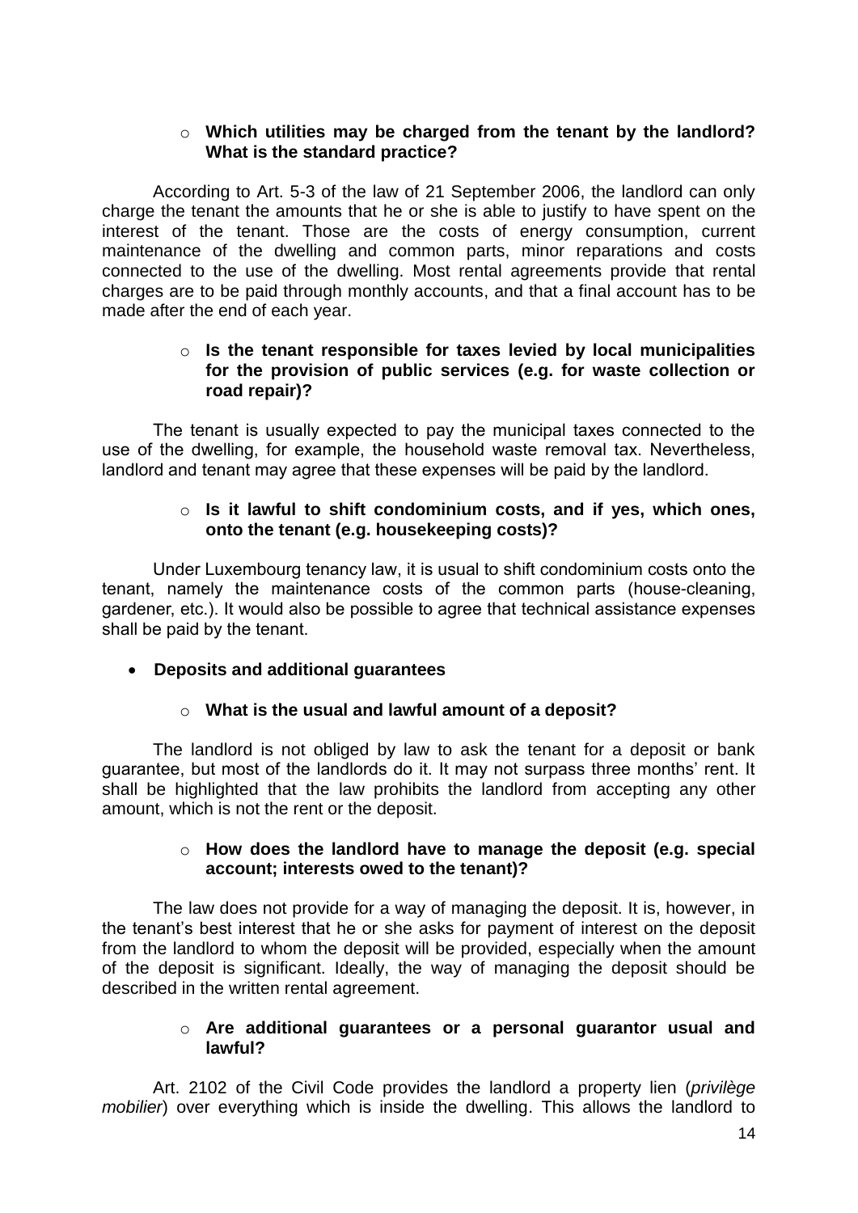- **Which utilities may be charged from the tenant by the landlord? What is the standard practice?**

According to Art. 5-3 of the law of 21 September 2006, the landlord can only charge the tenant the amounts that he or she is able to justify to have spent on the interest of the tenant. Those are the costs of energy consumption, current maintenance of the dwelling and common parts, minor reparations and costs connected to the use of the dwelling. Most rental agreements provide that rental charges are to be paid through monthly accounts, and that a final account has to be made after the end of each year.

- **Is the tenant responsible for taxes levied by local municipalities for the provision of public services (e.g. for waste collection or road repair)?**

The tenant is usually expected to pay the municipal taxes connected to the use of the dwelling, for example, the household waste removal tax. Nevertheless, landlord and tenant may agree that these expenses will be paid by the landlord.

- **Is it lawful to shift condominium costs, and if yes, which ones, onto the tenant (e.g. housekeeping costs)?**

Under Luxembourg tenancy law, it is usual to shift condominium costs onto the tenant, namely the maintenance costs of the common parts (house-cleaning, gardener, etc.). It would also be possible to agree that technical assistance expenses shall be paid by the tenant.

- **Deposits and additional guarantees**

  - **What is the usual and lawful amount of a deposit?**

The landlord is not obliged by law to ask the tenant for a deposit or bank guarantee, but most of the landlords do it. It may not surpass three months' rent. It shall be highlighted that the law prohibits the landlord from accepting any other amount, which is not the rent or the deposit.

  - **How does the landlord have to manage the deposit (e.g. special account; interests owed to the tenant)?**

The law does not provide for a way of managing the deposit. It is, however, in the tenant's best interest that he or she asks for payment of interest on the deposit from the landlord to whom the deposit will be provided, especially when the amount of the deposit is significant. Ideally, the way of managing the deposit should be described in the written rental agreement.

  - **Are additional guarantees or a personal guarantor usual and lawful?**

Art. 2102 of the Civil Code provides the landlord a property lien (*privilège mobilier*) over everything which is inside the dwelling. This allows the landlord to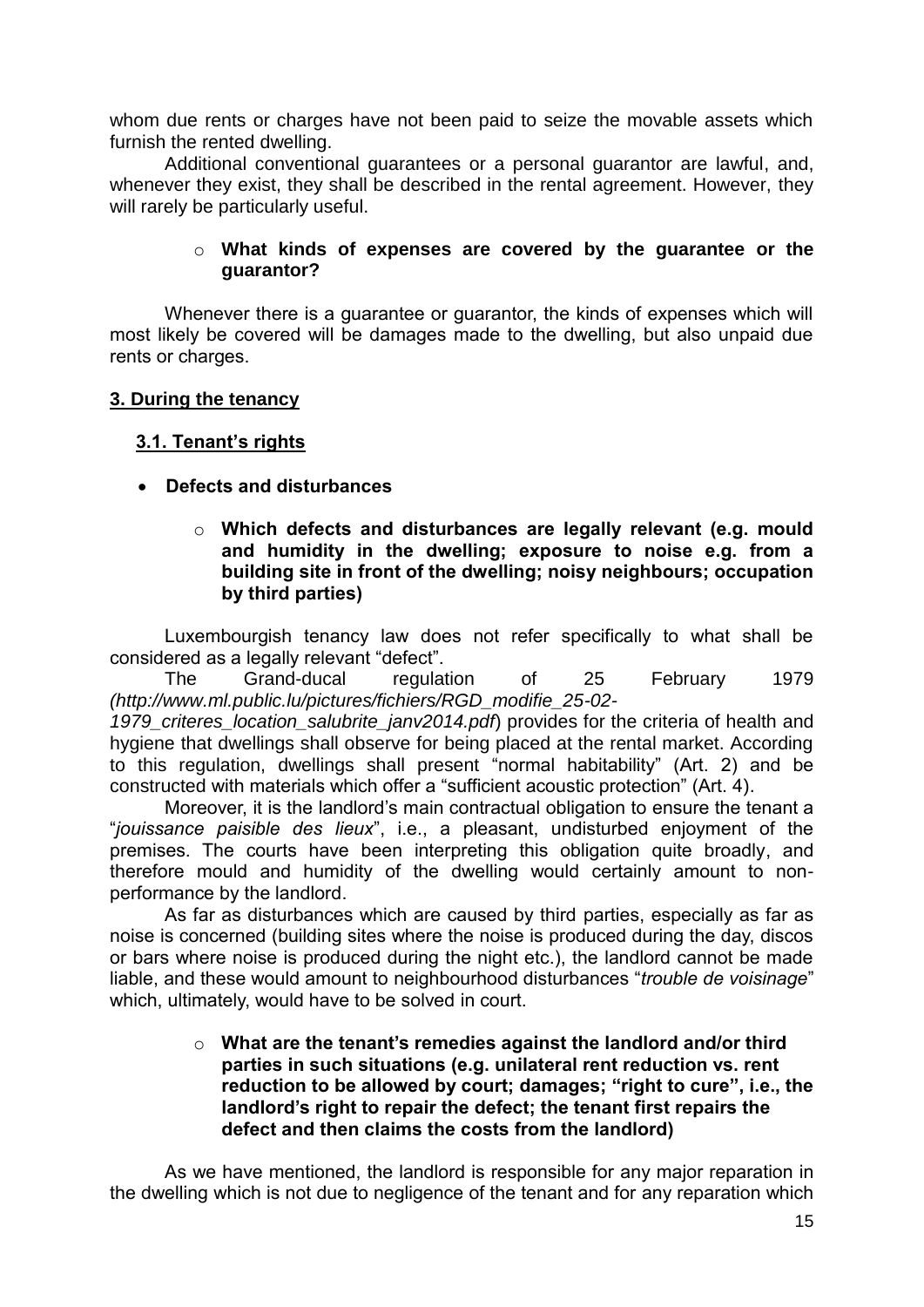whom due rents or charges have not been paid to seize the movable assets which furnish the rented dwelling.

Additional conventional guarantees or a personal guarantor are lawful, and, whenever they exist, they shall be described in the rental agreement. However, they will rarely be particularly useful.

- **What kinds of expenses are covered by the guarantee or the guarantor?**

Whenever there is a guarantee or guarantor, the kinds of expenses which will most likely be covered will be damages made to the dwelling, but also unpaid due rents or charges.

## 3. During the tenancy

### 3.1. Tenant's rights

- **Defects and disturbances**

  - **Which defects and disturbances are legally relevant (e.g. mould and humidity in the dwelling; exposure to noise e.g. from a building site in front of the dwelling; noisy neighbours; occupation by third parties)**

Luxembourgish tenancy law does not refer specifically to what shall be considered as a legally relevant "defect".

The Grand-ducal regulation of 25 February 1979 *(http://www.ml.public.lu/pictures/fichiers/RGD_modifie_25-02-1979_criteres_location_salubrite_janv2014.pdf*) provides for the criteria of health and hygiene that dwellings shall observe for being placed at the rental market. According to this regulation, dwellings shall present "normal habitability" (Art. 2) and be constructed with materials which offer a "sufficient acoustic protection" (Art. 4).

Moreover, it is the landlord's main contractual obligation to ensure the tenant a "*jouissance paisible des lieux*", i.e., a pleasant, undisturbed enjoyment of the premises. The courts have been interpreting this obligation quite broadly, and therefore mould and humidity of the dwelling would certainly amount to non-performance by the landlord.

As far as disturbances which are caused by third parties, especially as far as noise is concerned (building sites where the noise is produced during the day, discos or bars where noise is produced during the night etc.), the landlord cannot be made liable, and these would amount to neighbourhood disturbances "*trouble de voisinage*" which, ultimately, would have to be solved in court.

  - **What are the tenant's remedies against the landlord and/or third parties in such situations (e.g. unilateral rent reduction vs. rent reduction to be allowed by court; damages; "right to cure", i.e., the landlord's right to repair the defect; the tenant first repairs the defect and then claims the costs from the landlord)**

As we have mentioned, the landlord is responsible for any major reparation in the dwelling which is not due to negligence of the tenant and for any reparation which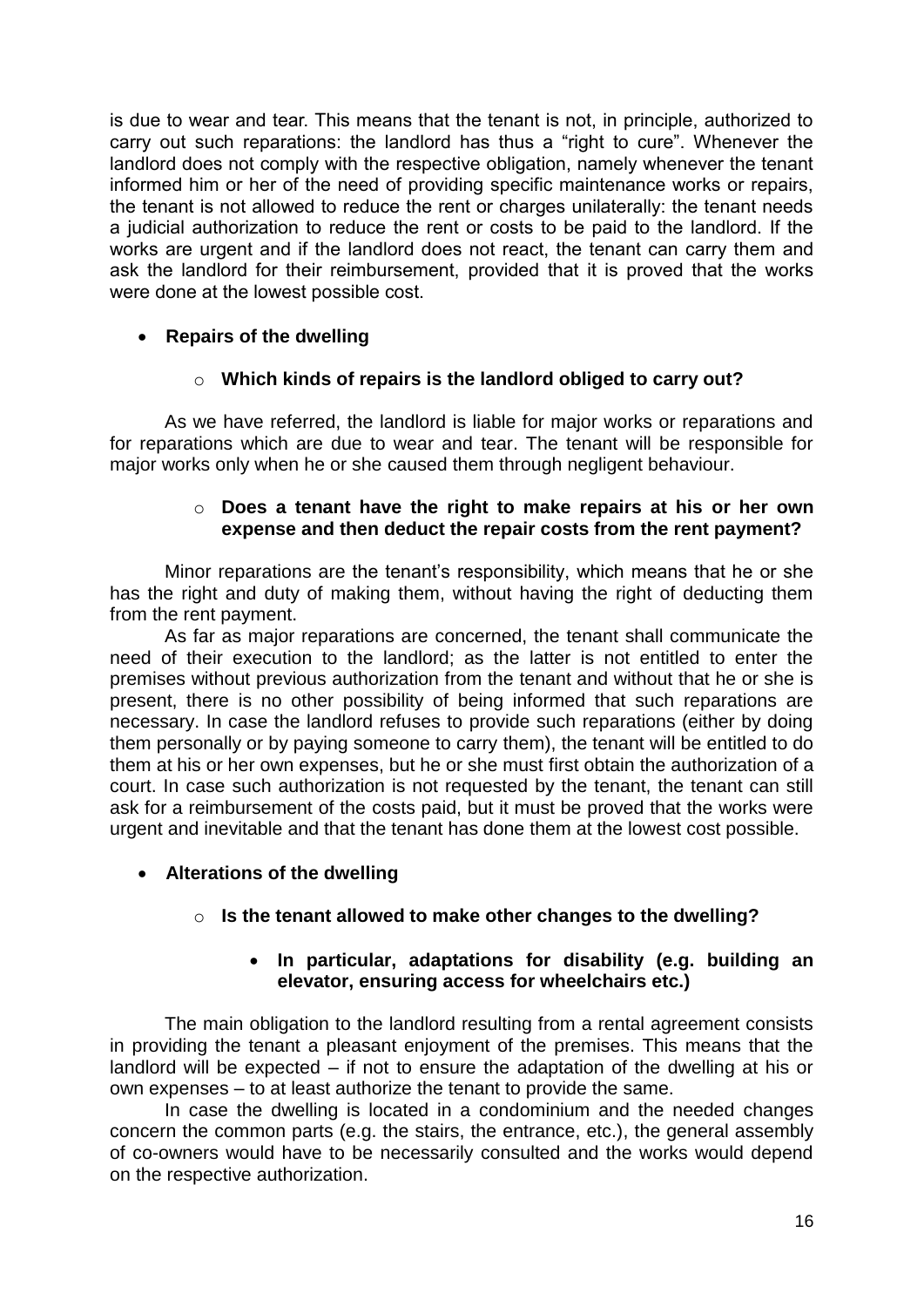is due to wear and tear. This means that the tenant is not, in principle, authorized to carry out such reparations: the landlord has thus a "right to cure". Whenever the landlord does not comply with the respective obligation, namely whenever the tenant informed him or her of the need of providing specific maintenance works or repairs, the tenant is not allowed to reduce the rent or charges unilaterally: the tenant needs a judicial authorization to reduce the rent or costs to be paid to the landlord. If the works are urgent and if the landlord does not react, the tenant can carry them and ask the landlord for their reimbursement, provided that it is proved that the works were done at the lowest possible cost.

- **Repairs of the dwelling**
  - **Which kinds of repairs is the landlord obliged to carry out?**

As we have referred, the landlord is liable for major works or reparations and for reparations which are due to wear and tear. The tenant will be responsible for major works only when he or she caused them through negligent behaviour.

  - **Does a tenant have the right to make repairs at his or her own expense and then deduct the repair costs from the rent payment?**

Minor reparations are the tenant's responsibility, which means that he or she has the right and duty of making them, without having the right of deducting them from the rent payment.

As far as major reparations are concerned, the tenant shall communicate the need of their execution to the landlord; as the latter is not entitled to enter the premises without previous authorization from the tenant and without that he or she is present, there is no other possibility of being informed that such reparations are necessary. In case the landlord refuses to provide such reparations (either by doing them personally or by paying someone to carry them), the tenant will be entitled to do them at his or her own expenses, but he or she must first obtain the authorization of a court. In case such authorization is not requested by the tenant, the tenant can still ask for a reimbursement of the costs paid, but it must be proved that the works were urgent and inevitable and that the tenant has done them at the lowest cost possible.

- **Alterations of the dwelling**
  - **Is the tenant allowed to make other changes to the dwelling?**
    - **In particular, adaptations for disability (e.g. building an elevator, ensuring access for wheelchairs etc.)**

The main obligation to the landlord resulting from a rental agreement consists in providing the tenant a pleasant enjoyment of the premises. This means that the landlord will be expected – if not to ensure the adaptation of the dwelling at his or own expenses – to at least authorize the tenant to provide the same.

In case the dwelling is located in a condominium and the needed changes concern the common parts (e.g. the stairs, the entrance, etc.), the general assembly of co-owners would have to be necessarily consulted and the works would depend on the respective authorization.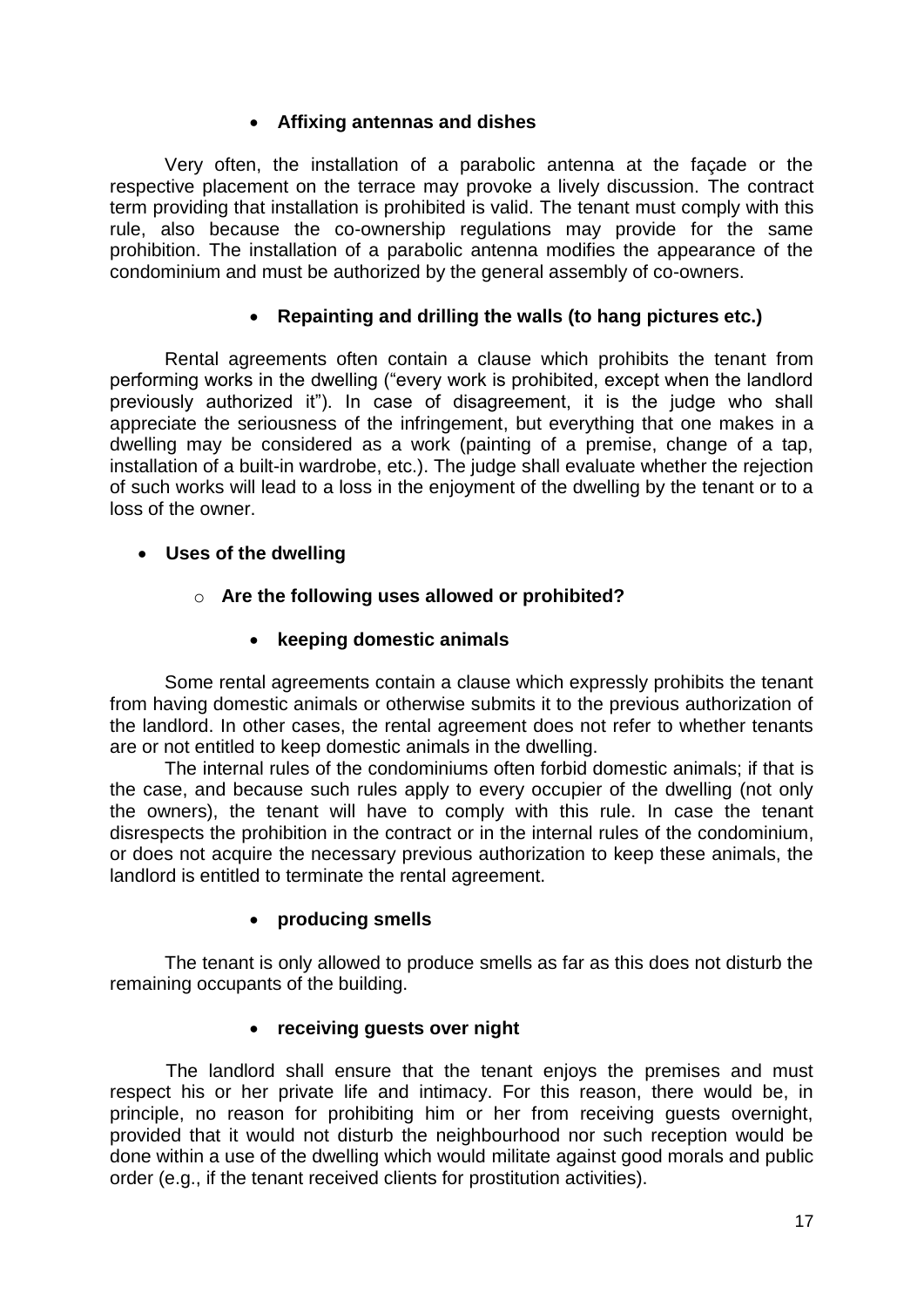- **Affixing antennas and dishes**

Very often, the installation of a parabolic antenna at the façade or the respective placement on the terrace may provoke a lively discussion. The contract term providing that installation is prohibited is valid. The tenant must comply with this rule, also because the co-ownership regulations may provide for the same prohibition. The installation of a parabolic antenna modifies the appearance of the condominium and must be authorized by the general assembly of co-owners.

- **Repainting and drilling the walls (to hang pictures etc.)**

Rental agreements often contain a clause which prohibits the tenant from performing works in the dwelling ("every work is prohibited, except when the landlord previously authorized it"). In case of disagreement, it is the judge who shall appreciate the seriousness of the infringement, but everything that one makes in a dwelling may be considered as a work (painting of a premise, change of a tap, installation of a built-in wardrobe, etc.). The judge shall evaluate whether the rejection of such works will lead to a loss in the enjoyment of the dwelling by the tenant or to a loss of the owner.

- **Uses of the dwelling**
  - **Are the following uses allowed or prohibited?**
    - **keeping domestic animals**

Some rental agreements contain a clause which expressly prohibits the tenant from having domestic animals or otherwise submits it to the previous authorization of the landlord. In other cases, the rental agreement does not refer to whether tenants are or not entitled to keep domestic animals in the dwelling.

The internal rules of the condominiums often forbid domestic animals; if that is the case, and because such rules apply to every occupier of the dwelling (not only the owners), the tenant will have to comply with this rule. In case the tenant disrespects the prohibition in the contract or in the internal rules of the condominium, or does not acquire the necessary previous authorization to keep these animals, the landlord is entitled to terminate the rental agreement.

- **producing smells**

The tenant is only allowed to produce smells as far as this does not disturb the remaining occupants of the building.

- **receiving guests over night**

The landlord shall ensure that the tenant enjoys the premises and must respect his or her private life and intimacy. For this reason, there would be, in principle, no reason for prohibiting him or her from receiving guests overnight, provided that it would not disturb the neighbourhood nor such reception would be done within a use of the dwelling which would militate against good morals and public order (e.g., if the tenant received clients for prostitution activities).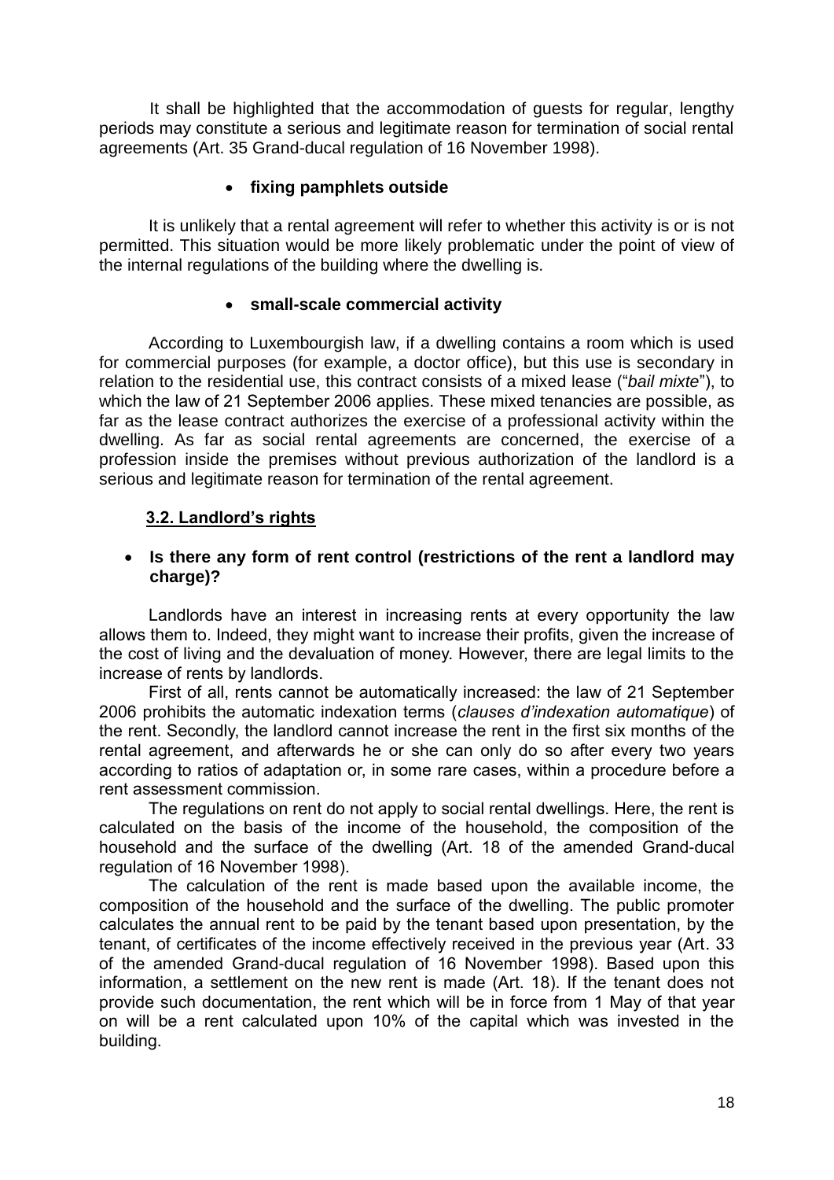It shall be highlighted that the accommodation of guests for regular, lengthy periods may constitute a serious and legitimate reason for termination of social rental agreements (Art. 35 Grand-ducal regulation of 16 November 1998).

- **fixing pamphlets outside**

It is unlikely that a rental agreement will refer to whether this activity is or is not permitted. This situation would be more likely problematic under the point of view of the internal regulations of the building where the dwelling is.

- **small-scale commercial activity**

According to Luxembourgish law, if a dwelling contains a room which is used for commercial purposes (for example, a doctor office), but this use is secondary in relation to the residential use, this contract consists of a mixed lease ("*bail mixte*"), to which the law of 21 September 2006 applies. These mixed tenancies are possible, as far as the lease contract authorizes the exercise of a professional activity within the dwelling. As far as social rental agreements are concerned, the exercise of a profession inside the premises without previous authorization of the landlord is a serious and legitimate reason for termination of the rental agreement.

### 3.2. Landlord's rights

- **Is there any form of rent control (restrictions of the rent a landlord may charge)?**

Landlords have an interest in increasing rents at every opportunity the law allows them to. Indeed, they might want to increase their profits, given the increase of the cost of living and the devaluation of money. However, there are legal limits to the increase of rents by landlords.

First of all, rents cannot be automatically increased: the law of 21 September 2006 prohibits the automatic indexation terms (*clauses d'indexation automatique*) of the rent. Secondly, the landlord cannot increase the rent in the first six months of the rental agreement, and afterwards he or she can only do so after every two years according to ratios of adaptation or, in some rare cases, within a procedure before a rent assessment commission.

The regulations on rent do not apply to social rental dwellings. Here, the rent is calculated on the basis of the income of the household, the composition of the household and the surface of the dwelling (Art. 18 of the amended Grand-ducal regulation of 16 November 1998).

The calculation of the rent is made based upon the available income, the composition of the household and the surface of the dwelling. The public promoter calculates the annual rent to be paid by the tenant based upon presentation, by the tenant, of certificates of the income effectively received in the previous year (Art. 33 of the amended Grand-ducal regulation of 16 November 1998). Based upon this information, a settlement on the new rent is made (Art. 18). If the tenant does not provide such documentation, the rent which will be in force from 1 May of that year on will be a rent calculated upon 10% of the capital which was invested in the building.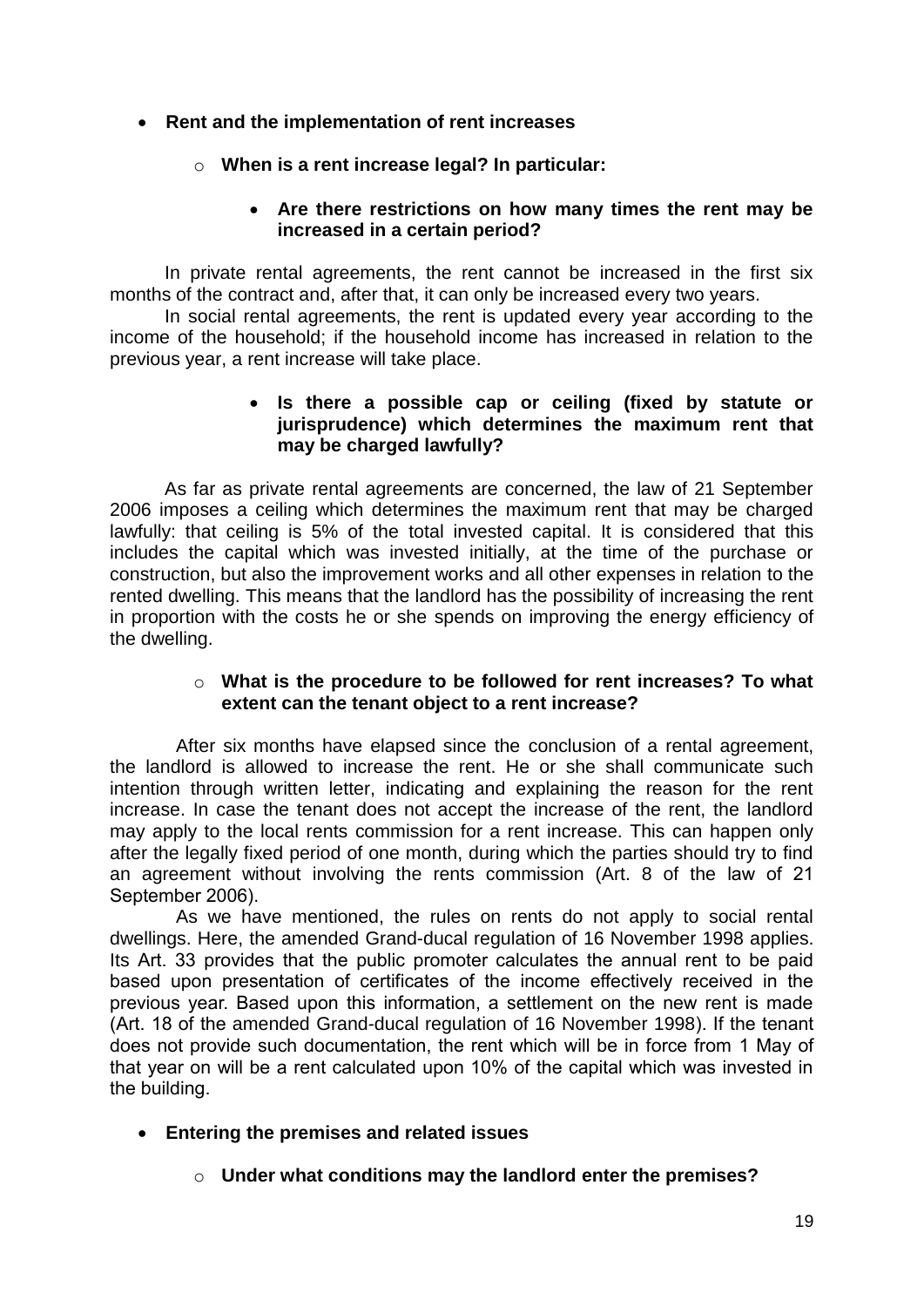- **Rent and the implementation of rent increases**

  - **When is a rent increase legal? In particular:**

    - **Are there restrictions on how many times the rent may be increased in a certain period?**

In private rental agreements, the rent cannot be increased in the first six months of the contract and, after that, it can only be increased every two years.

In social rental agreements, the rent is updated every year according to the income of the household; if the household income has increased in relation to the previous year, a rent increase will take place.

    - **Is there a possible cap or ceiling (fixed by statute or jurisprudence) which determines the maximum rent that may be charged lawfully?**

As far as private rental agreements are concerned, the law of 21 September 2006 imposes a ceiling which determines the maximum rent that may be charged lawfully: that ceiling is 5% of the total invested capital. It is considered that this includes the capital which was invested initially, at the time of the purchase or construction, but also the improvement works and all other expenses in relation to the rented dwelling. This means that the landlord has the possibility of increasing the rent in proportion with the costs he or she spends on improving the energy efficiency of the dwelling.

  - **What is the procedure to be followed for rent increases? To what extent can the tenant object to a rent increase?**

After six months have elapsed since the conclusion of a rental agreement, the landlord is allowed to increase the rent. He or she shall communicate such intention through written letter, indicating and explaining the reason for the rent increase. In case the tenant does not accept the increase of the rent, the landlord may apply to the local rents commission for a rent increase. This can happen only after the legally fixed period of one month, during which the parties should try to find an agreement without involving the rents commission (Art. 8 of the law of 21 September 2006).

As we have mentioned, the rules on rents do not apply to social rental dwellings. Here, the amended Grand-ducal regulation of 16 November 1998 applies. Its Art. 33 provides that the public promoter calculates the annual rent to be paid based upon presentation of certificates of the income effectively received in the previous year. Based upon this information, a settlement on the new rent is made (Art. 18 of the amended Grand-ducal regulation of 16 November 1998). If the tenant does not provide such documentation, the rent which will be in force from 1 May of that year on will be a rent calculated upon 10% of the capital which was invested in the building.

- **Entering the premises and related issues**

  - **Under what conditions may the landlord enter the premises?**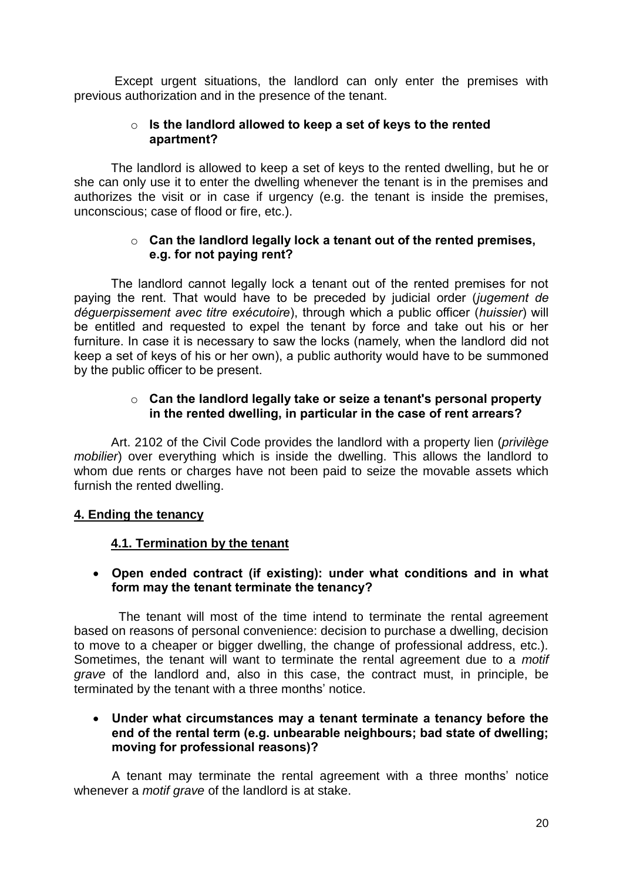Except urgent situations, the landlord can only enter the premises with previous authorization and in the presence of the tenant.

- **Is the landlord allowed to keep a set of keys to the rented apartment?**

The landlord is allowed to keep a set of keys to the rented dwelling, but he or she can only use it to enter the dwelling whenever the tenant is in the premises and authorizes the visit or in case if urgency (e.g. the tenant is inside the premises, unconscious; case of flood or fire, etc.).

- **Can the landlord legally lock a tenant out of the rented premises, e.g. for not paying rent?**

The landlord cannot legally lock a tenant out of the rented premises for not paying the rent. That would have to be preceded by judicial order (*jugement de déguerpissement avec titre exécutoire*), through which a public officer (*huissier*) will be entitled and requested to expel the tenant by force and take out his or her furniture. In case it is necessary to saw the locks (namely, when the landlord did not keep a set of keys of his or her own), a public authority would have to be summoned by the public officer to be present.

- **Can the landlord legally take or seize a tenant's personal property in the rented dwelling, in particular in the case of rent arrears?**

Art. 2102 of the Civil Code provides the landlord with a property lien (*privilège mobilier*) over everything which is inside the dwelling. This allows the landlord to whom due rents or charges have not been paid to seize the movable assets which furnish the rented dwelling.

## 4. Ending the tenancy

### 4.1. Termination by the tenant

- **Open ended contract (if existing): under what conditions and in what form may the tenant terminate the tenancy?**

The tenant will most of the time intend to terminate the rental agreement based on reasons of personal convenience: decision to purchase a dwelling, decision to move to a cheaper or bigger dwelling, the change of professional address, etc.). Sometimes, the tenant will want to terminate the rental agreement due to a *motif grave* of the landlord and, also in this case, the contract must, in principle, be terminated by the tenant with a three months' notice.

- **Under what circumstances may a tenant terminate a tenancy before the end of the rental term (e.g. unbearable neighbours; bad state of dwelling; moving for professional reasons)?**

A tenant may terminate the rental agreement with a three months' notice whenever a *motif grave* of the landlord is at stake.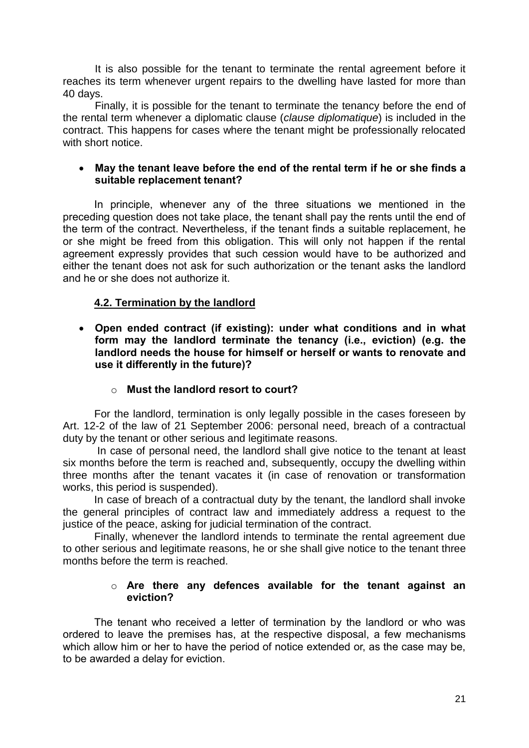It is also possible for the tenant to terminate the rental agreement before it reaches its term whenever urgent repairs to the dwelling have lasted for more than 40 days.

Finally, it is possible for the tenant to terminate the tenancy before the end of the rental term whenever a diplomatic clause (*clause diplomatique*) is included in the contract. This happens for cases where the tenant might be professionally relocated with short notice.

- **May the tenant leave before the end of the rental term if he or she finds a suitable replacement tenant?**

In principle, whenever any of the three situations we mentioned in the preceding question does not take place, the tenant shall pay the rents until the end of the term of the contract. Nevertheless, if the tenant finds a suitable replacement, he or she might be freed from this obligation. This will only not happen if the rental agreement expressly provides that such cession would have to be authorized and either the tenant does not ask for such authorization or the tenant asks the landlord and he or she does not authorize it.

### 4.2. Termination by the landlord

- **Open ended contract (if existing): under what conditions and in what form may the landlord terminate the tenancy (i.e., eviction) (e.g. the landlord needs the house for himself or herself or wants to renovate and use it differently in the future)?**
  - **Must the landlord resort to court?**

For the landlord, termination is only legally possible in the cases foreseen by Art. 12-2 of the law of 21 September 2006: personal need, breach of a contractual duty by the tenant or other serious and legitimate reasons.

In case of personal need, the landlord shall give notice to the tenant at least six months before the term is reached and, subsequently, occupy the dwelling within three months after the tenant vacates it (in case of renovation or transformation works, this period is suspended).

In case of breach of a contractual duty by the tenant, the landlord shall invoke the general principles of contract law and immediately address a request to the justice of the peace, asking for judicial termination of the contract.

Finally, whenever the landlord intends to terminate the rental agreement due to other serious and legitimate reasons, he or she shall give notice to the tenant three months before the term is reached.

  - **Are there any defences available for the tenant against an eviction?**

The tenant who received a letter of termination by the landlord or who was ordered to leave the premises has, at the respective disposal, a few mechanisms which allow him or her to have the period of notice extended or, as the case may be, to be awarded a delay for eviction.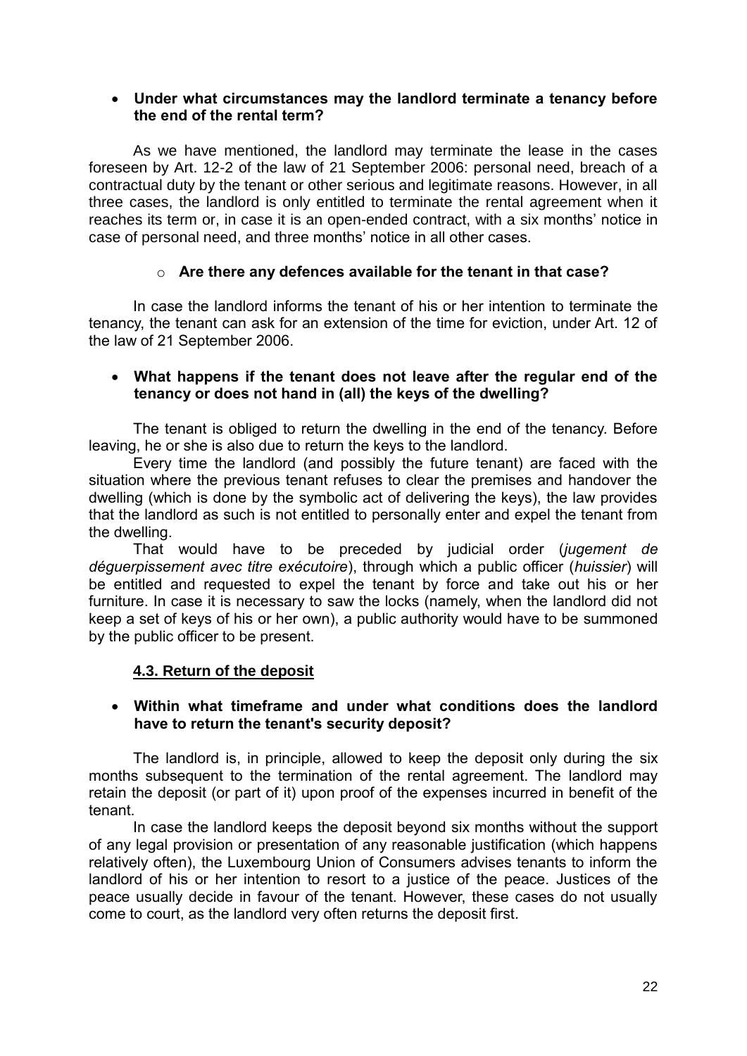- **Under what circumstances may the landlord terminate a tenancy before the end of the rental term?**

As we have mentioned, the landlord may terminate the lease in the cases foreseen by Art. 12-2 of the law of 21 September 2006: personal need, breach of a contractual duty by the tenant or other serious and legitimate reasons. However, in all three cases, the landlord is only entitled to terminate the rental agreement when it reaches its term or, in case it is an open-ended contract, with a six months' notice in case of personal need, and three months' notice in all other cases.

  - **Are there any defences available for the tenant in that case?**

In case the landlord informs the tenant of his or her intention to terminate the tenancy, the tenant can ask for an extension of the time for eviction, under Art. 12 of the law of 21 September 2006.

- **What happens if the tenant does not leave after the regular end of the tenancy or does not hand in (all) the keys of the dwelling?**

The tenant is obliged to return the dwelling in the end of the tenancy. Before leaving, he or she is also due to return the keys to the landlord.

Every time the landlord (and possibly the future tenant) are faced with the situation where the previous tenant refuses to clear the premises and handover the dwelling (which is done by the symbolic act of delivering the keys), the law provides that the landlord as such is not entitled to personally enter and expel the tenant from the dwelling.

That would have to be preceded by judicial order (*jugement de déguerpissement avec titre exécutoire*), through which a public officer (*huissier*) will be entitled and requested to expel the tenant by force and take out his or her furniture. In case it is necessary to saw the locks (namely, when the landlord did not keep a set of keys of his or her own), a public authority would have to be summoned by the public officer to be present.

### 4.3. Return of the deposit

- **Within what timeframe and under what conditions does the landlord have to return the tenant's security deposit?**

The landlord is, in principle, allowed to keep the deposit only during the six months subsequent to the termination of the rental agreement. The landlord may retain the deposit (or part of it) upon proof of the expenses incurred in benefit of the tenant.

In case the landlord keeps the deposit beyond six months without the support of any legal provision or presentation of any reasonable justification (which happens relatively often), the Luxembourg Union of Consumers advises tenants to inform the landlord of his or her intention to resort to a justice of the peace. Justices of the peace usually decide in favour of the tenant. However, these cases do not usually come to court, as the landlord very often returns the deposit first.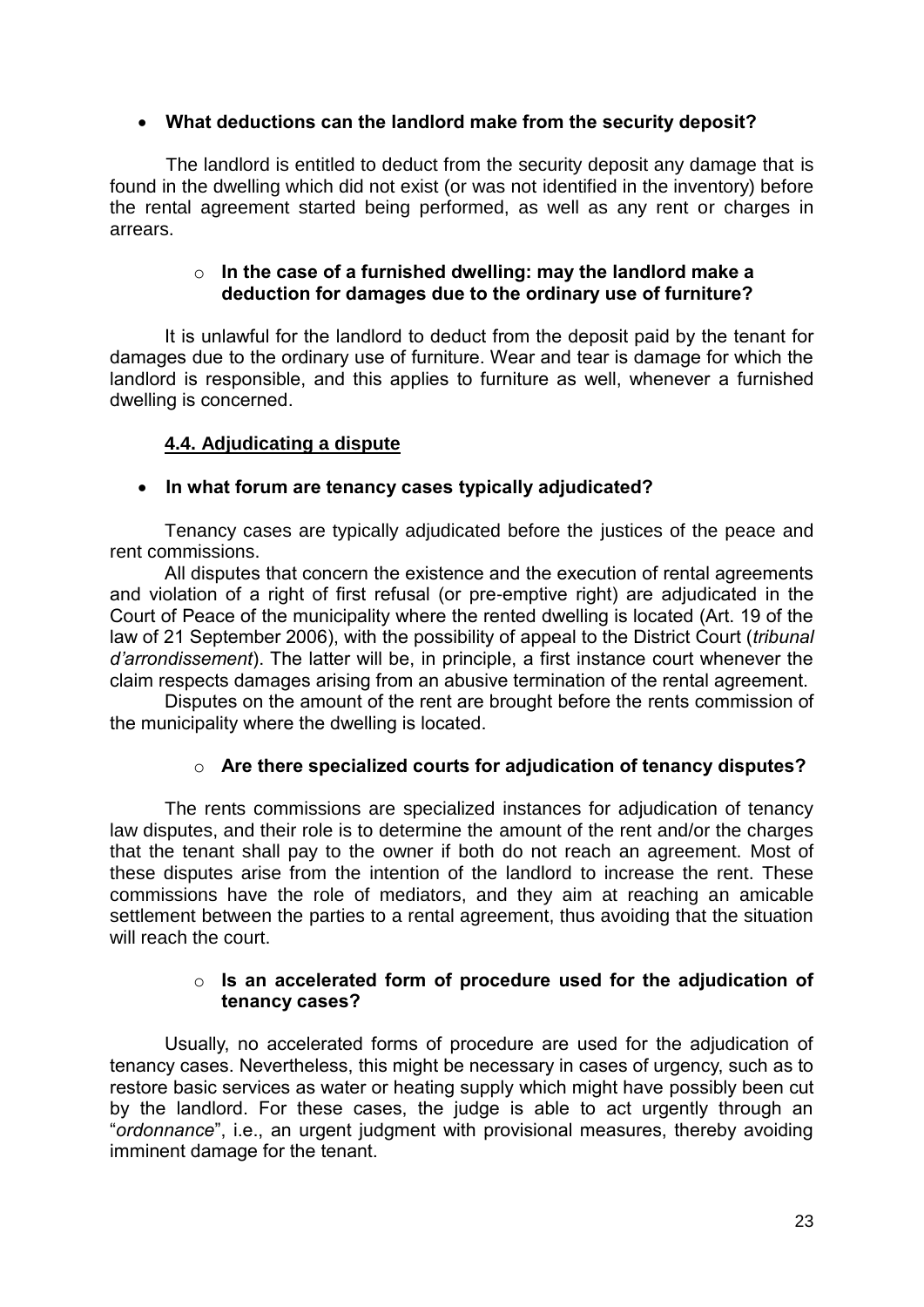- **What deductions can the landlord make from the security deposit?**

The landlord is entitled to deduct from the security deposit any damage that is found in the dwelling which did not exist (or was not identified in the inventory) before the rental agreement started being performed, as well as any rent or charges in arrears.

  - **In the case of a furnished dwelling: may the landlord make a deduction for damages due to the ordinary use of furniture?**

It is unlawful for the landlord to deduct from the deposit paid by the tenant for damages due to the ordinary use of furniture. Wear and tear is damage for which the landlord is responsible, and this applies to furniture as well, whenever a furnished dwelling is concerned.

### 4.4. Adjudicating a dispute

- **In what forum are tenancy cases typically adjudicated?**

Tenancy cases are typically adjudicated before the justices of the peace and rent commissions.

All disputes that concern the existence and the execution of rental agreements and violation of a right of first refusal (or pre-emptive right) are adjudicated in the Court of Peace of the municipality where the rented dwelling is located (Art. 19 of the law of 21 September 2006), with the possibility of appeal to the District Court (*tribunal d'arrondissement*). The latter will be, in principle, a first instance court whenever the claim respects damages arising from an abusive termination of the rental agreement.

Disputes on the amount of the rent are brought before the rents commission of the municipality where the dwelling is located.

  - **Are there specialized courts for adjudication of tenancy disputes?**

The rents commissions are specialized instances for adjudication of tenancy law disputes, and their role is to determine the amount of the rent and/or the charges that the tenant shall pay to the owner if both do not reach an agreement. Most of these disputes arise from the intention of the landlord to increase the rent. These commissions have the role of mediators, and they aim at reaching an amicable settlement between the parties to a rental agreement, thus avoiding that the situation will reach the court.

  - **Is an accelerated form of procedure used for the adjudication of tenancy cases?**

Usually, no accelerated forms of procedure are used for the adjudication of tenancy cases. Nevertheless, this might be necessary in cases of urgency, such as to restore basic services as water or heating supply which might have possibly been cut by the landlord. For these cases, the judge is able to act urgently through an "*ordonnance*", i.e., an urgent judgment with provisional measures, thereby avoiding imminent damage for the tenant.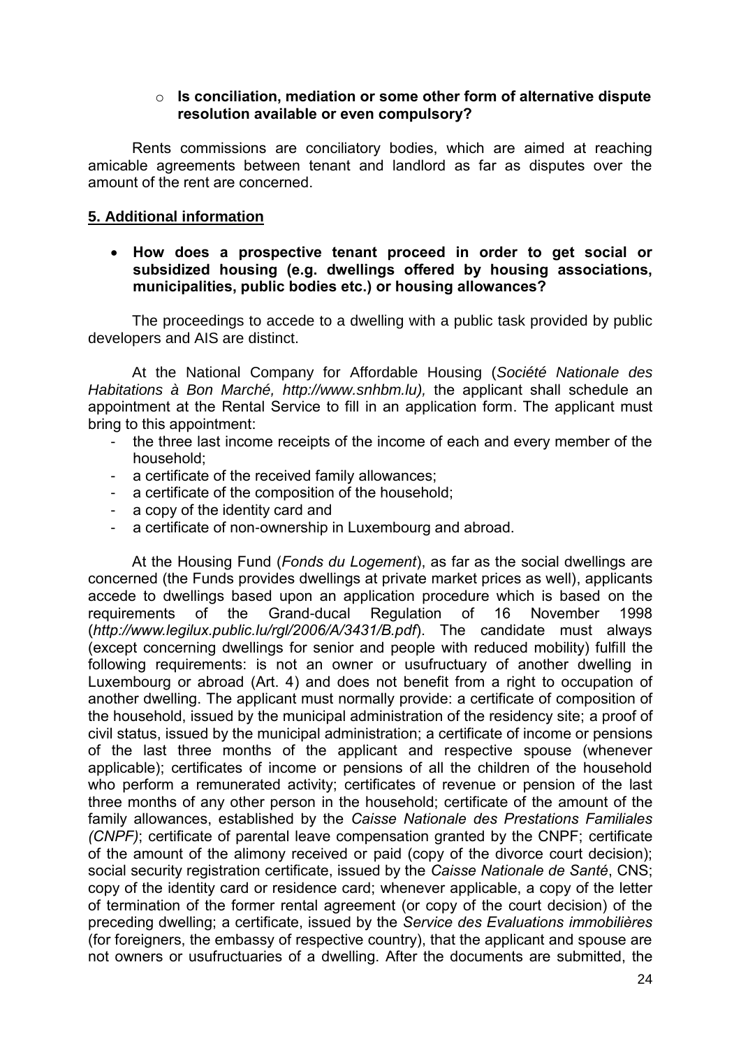- **Is conciliation, mediation or some other form of alternative dispute resolution available or even compulsory?**

Rents commissions are conciliatory bodies, which are aimed at reaching amicable agreements between tenant and landlord as far as disputes over the amount of the rent are concerned.

## 5. Additional information

- **How does a prospective tenant proceed in order to get social or subsidized housing (e.g. dwellings offered by housing associations, municipalities, public bodies etc.) or housing allowances?**

The proceedings to accede to a dwelling with a public task provided by public developers and AIS are distinct.

At the National Company for Affordable Housing (*Société Nationale des Habitations à Bon Marché, http://www.snhbm.lu),* the applicant shall schedule an appointment at the Rental Service to fill in an application form. The applicant must bring to this appointment:

- the three last income receipts of the income of each and every member of the household;
- a certificate of the received family allowances;
- a certificate of the composition of the household;
- a copy of the identity card and
- a certificate of non-ownership in Luxembourg and abroad.

At the Housing Fund (*Fonds du Logement*), as far as the social dwellings are concerned (the Funds provides dwellings at private market prices as well), applicants accede to dwellings based upon an application procedure which is based on the requirements of the Grand-ducal Regulation of 16 November 1998 (*http://www.legilux.public.lu/rgl/2006/A/3431/B.pdf*). The candidate must always (except concerning dwellings for senior and people with reduced mobility) fulfill the following requirements: is not an owner or usufructuary of another dwelling in Luxembourg or abroad (Art. 4) and does not benefit from a right to occupation of another dwelling. The applicant must normally provide: a certificate of composition of the household, issued by the municipal administration of the residency site; a proof of civil status, issued by the municipal administration; a certificate of income or pensions of the last three months of the applicant and respective spouse (whenever applicable); certificates of income or pensions of all the children of the household who perform a remunerated activity; certificates of revenue or pension of the last three months of any other person in the household; certificate of the amount of the family allowances, established by the *Caisse Nationale des Prestations Familiales (CNPF)*; certificate of parental leave compensation granted by the CNPF; certificate of the amount of the alimony received or paid (copy of the divorce court decision); social security registration certificate, issued by the *Caisse Nationale de Santé*, CNS; copy of the identity card or residence card; whenever applicable, a copy of the letter of termination of the former rental agreement (or copy of the court decision) of the preceding dwelling; a certificate, issued by the *Service des Evaluations immobilières* (for foreigners, the embassy of respective country), that the applicant and spouse are not owners or usufructuaries of a dwelling. After the documents are submitted, the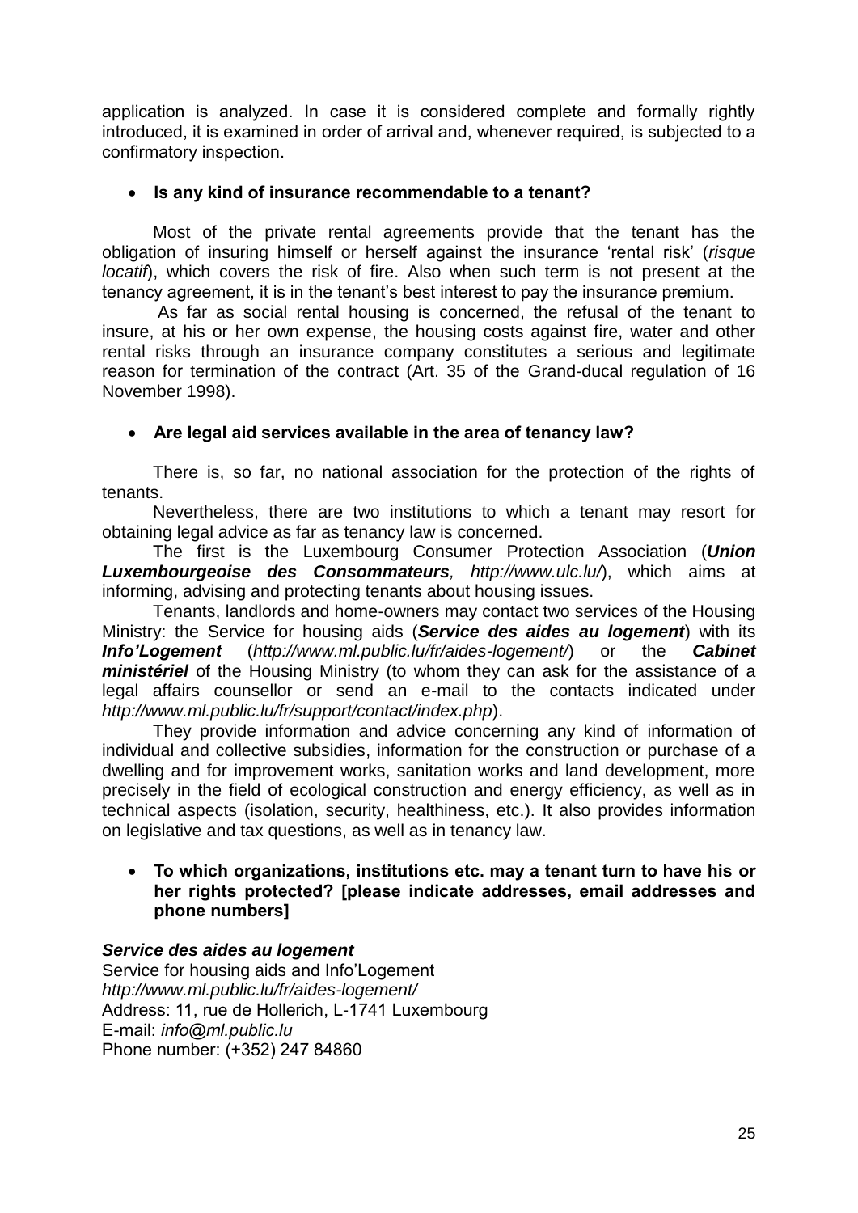application is analyzed. In case it is considered complete and formally rightly introduced, it is examined in order of arrival and, whenever required, is subjected to a confirmatory inspection.

- **Is any kind of insurance recommendable to a tenant?**

Most of the private rental agreements provide that the tenant has the obligation of insuring himself or herself against the insurance 'rental risk' (*risque locatif*), which covers the risk of fire. Also when such term is not present at the tenancy agreement, it is in the tenant's best interest to pay the insurance premium.

As far as social rental housing is concerned, the refusal of the tenant to insure, at his or her own expense, the housing costs against fire, water and other rental risks through an insurance company constitutes a serious and legitimate reason for termination of the contract (Art. 35 of the Grand-ducal regulation of 16 November 1998).

- **Are legal aid services available in the area of tenancy law?**

There is, so far, no national association for the protection of the rights of tenants.

Nevertheless, there are two institutions to which a tenant may resort for obtaining legal advice as far as tenancy law is concerned.

The first is the Luxembourg Consumer Protection Association (***Union Luxembourgeoise des Consommateurs***, *http://www.ulc.lu/*), which aims at informing, advising and protecting tenants about housing issues.

Tenants, landlords and home-owners may contact two services of the Housing Ministry: the Service for housing aids (***Service des aides au logement***) with its ***Info'Logement*** (*http://www.ml.public.lu/fr/aides-logement/*) or the ***Cabinet ministériel*** of the Housing Ministry (to whom they can ask for the assistance of a legal affairs counsellor or send an e-mail to the contacts indicated under *http://www.ml.public.lu/fr/support/contact/index.php*).

They provide information and advice concerning any kind of information of individual and collective subsidies, information for the construction or purchase of a dwelling and for improvement works, sanitation works and land development, more precisely in the field of ecological construction and energy efficiency, as well as in technical aspects (isolation, security, healthiness, etc.). It also provides information on legislative and tax questions, as well as in tenancy law.

- **To which organizations, institutions etc. may a tenant turn to have his or her rights protected? [please indicate addresses, email addresses and phone numbers]**

***Service des aides au logement***
Service for housing aids and Info'Logement
*http://www.ml.public.lu/fr/aides-logement/*
Address: 11, rue de Hollerich, L-1741 Luxembourg
E-mail: *info@ml.public.lu*
Phone number: (+352) 247 84860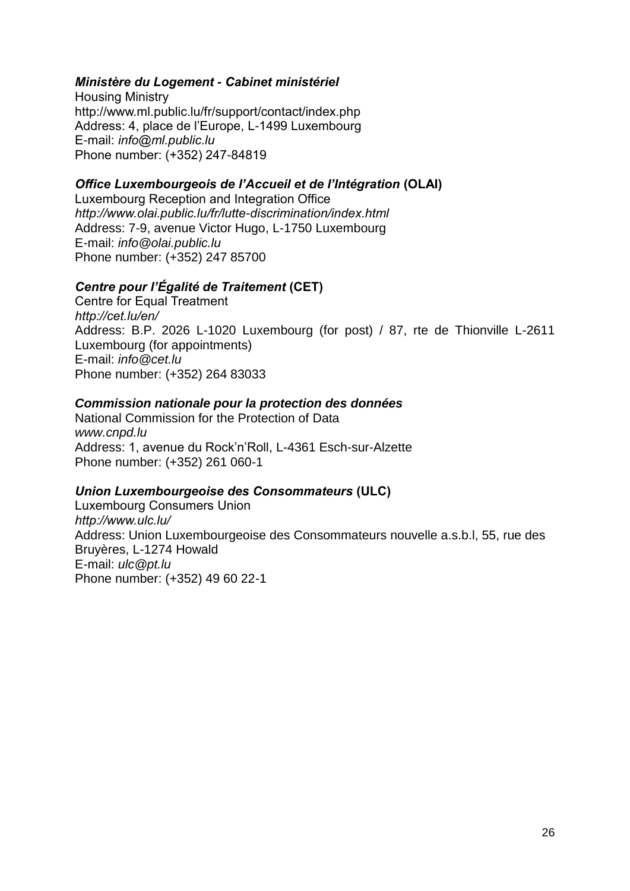***Ministère du Logement - Cabinet ministériel***
Housing Ministry
http://www.ml.public.lu/fr/support/contact/index.php
Address: 4, place de l'Europe, L-1499 Luxembourg
E-mail: *info@ml.public.lu*
Phone number: (+352) 247-84819

***Office Luxembourgeois de l'Accueil et de l'Intégration* (OLAI)**
Luxembourg Reception and Integration Office
*http://www.olai.public.lu/fr/lutte-discrimination/index.html*
Address: 7-9, avenue Victor Hugo, L-1750 Luxembourg
E-mail: *info@olai.public.lu*
Phone number: (+352) 247 85700

***Centre pour l'Égalité de Traitement* (CET)**
Centre for Equal Treatment
*http://cet.lu/en/*
Address: B.P. 2026 L-1020 Luxembourg (for post) / 87, rte de Thionville L-2611 Luxembourg (for appointments)
E-mail: *info@cet.lu*
Phone number: (+352) 264 83033

***Commission nationale pour la protection des données***
National Commission for the Protection of Data
*www.cnpd.lu*
Address: 1, avenue du Rock'n'Roll, L-4361 Esch-sur-Alzette
Phone number: (+352) 261 060-1

***Union Luxembourgeoise des Consommateurs* (ULC)**
Luxembourg Consumers Union
*http://www.ulc.lu/*
Address: Union Luxembourgeoise des Consommateurs nouvelle a.s.b.l, 55, rue des Bruyères, L-1274 Howald
E-mail: *ulc@pt.lu*
Phone number: (+352) 49 60 22-1